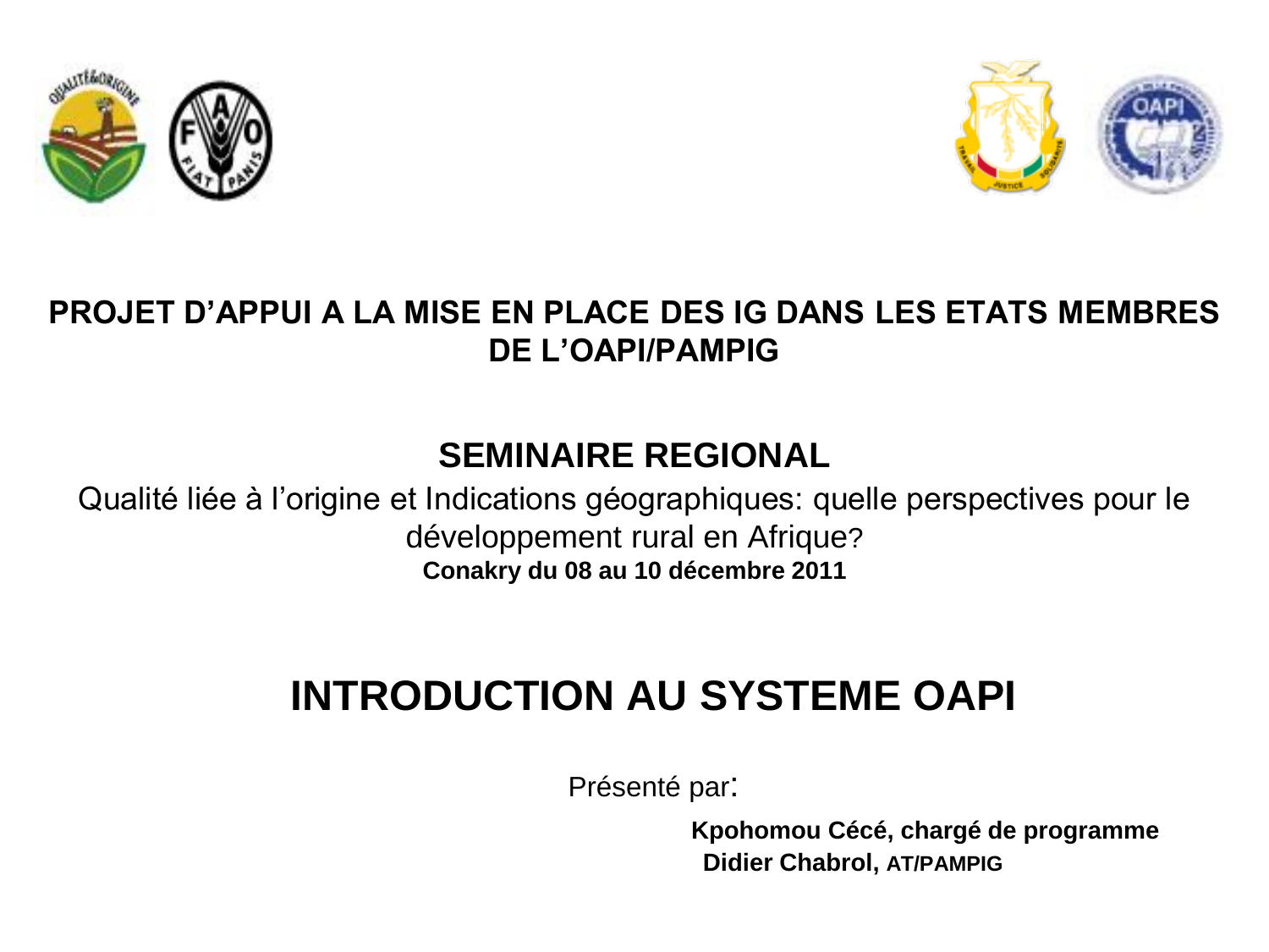**PROJET D'APPUI A LA MISE EN PLACE DES IG DANS LES ETATS MEMBRES DE L'OAPI/PAMPIG**

**SEMINAIRE REGIONAL**

Qualité liée à l'origine et Indications géographiques: quelle perspectives pour le développement rural en Afrique?

**Conakry du 08 au 10 décembre 2011**

# INTRODUCTION AU SYSTEME OAPI

Présenté par:

**Kpohomou Cécé, chargé de programme**

**Didier Chabrol, AT/PAMPIG**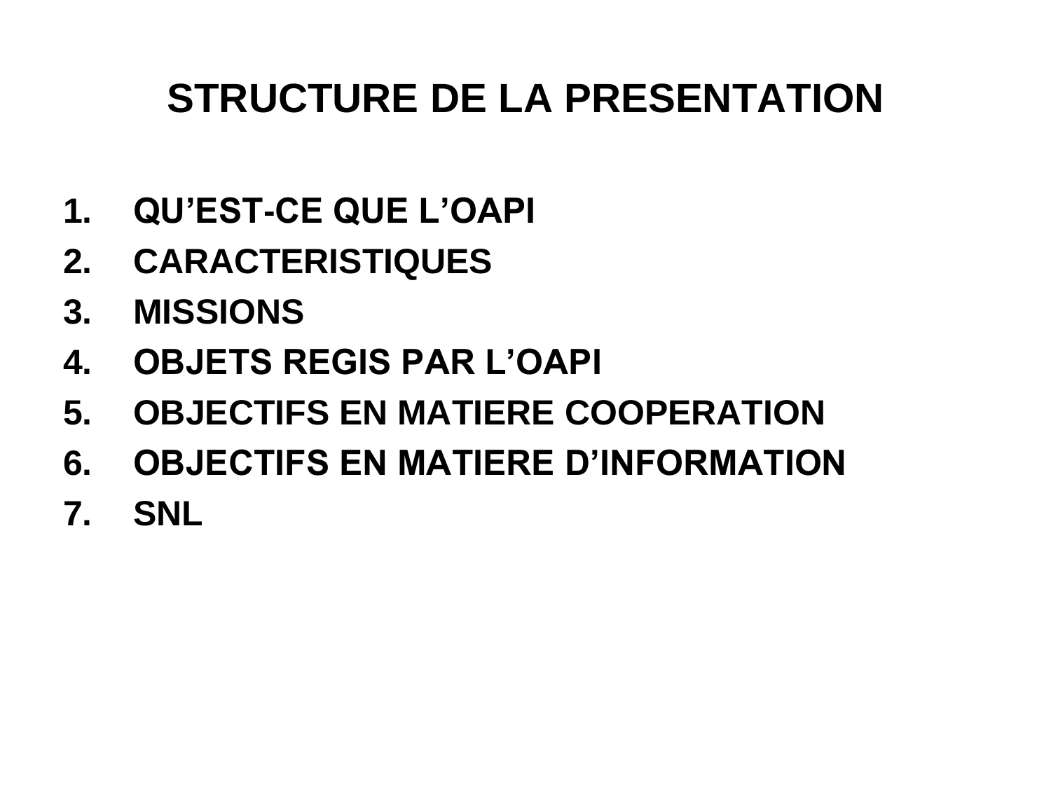# STRUCTURE DE LA PRESENTATION

1. **QU’EST-CE QUE L’OAPI**
2. **CARACTERISTIQUES**
3. **MISSIONS**
4. **OBJETS REGIS PAR L’OAPI**
5. **OBJECTIFS EN MATIERE COOPERATION**
6. **OBJECTIFS EN MATIERE D’INFORMATION**
7. **SNL**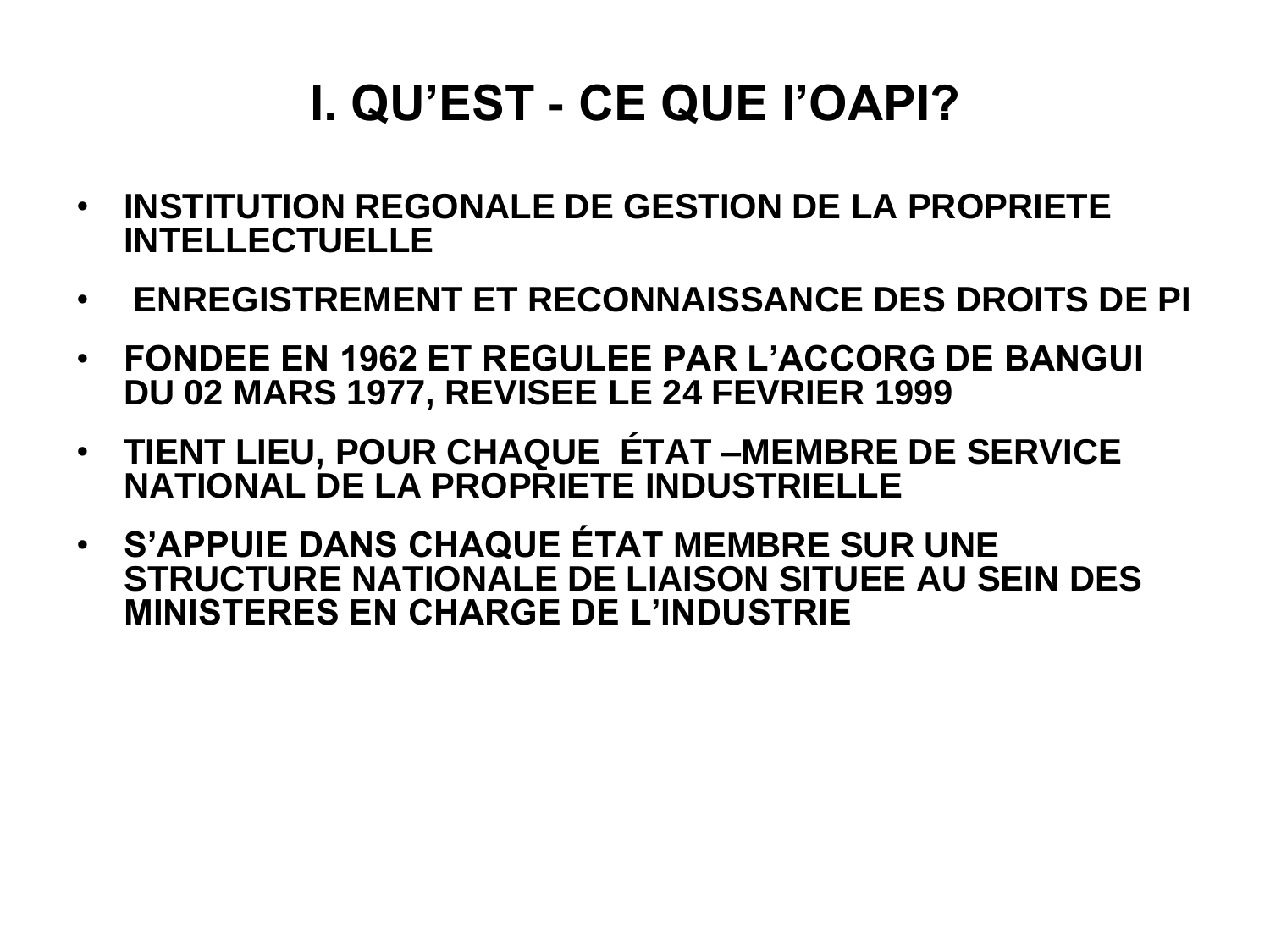# I. QU'EST - CE QUE l'OAPI?

- **INSTITUTION REGONALE DE GESTION DE LA PROPRIETE INTELLECTUELLE**
- **ENREGISTREMENT ET RECONNAISSANCE DES DROITS DE PI**
- **FONDEE EN 1962 ET REGULEE PAR L'ACCORG DE BANGUI DU 02 MARS 1977, REVISEE LE 24 FEVRIER 1999**
- **TIENT LIEU, POUR CHAQUE ÉTAT –MEMBRE DE SERVICE NATIONAL DE LA PROPRIETE INDUSTRIELLE**
- **S'APPUIE DANS CHAQUE ÉTAT MEMBRE SUR UNE STRUCTURE NATIONALE DE LIAISON SITUEE AU SEIN DES MINISTERES EN CHARGE DE L'INDUSTRIE**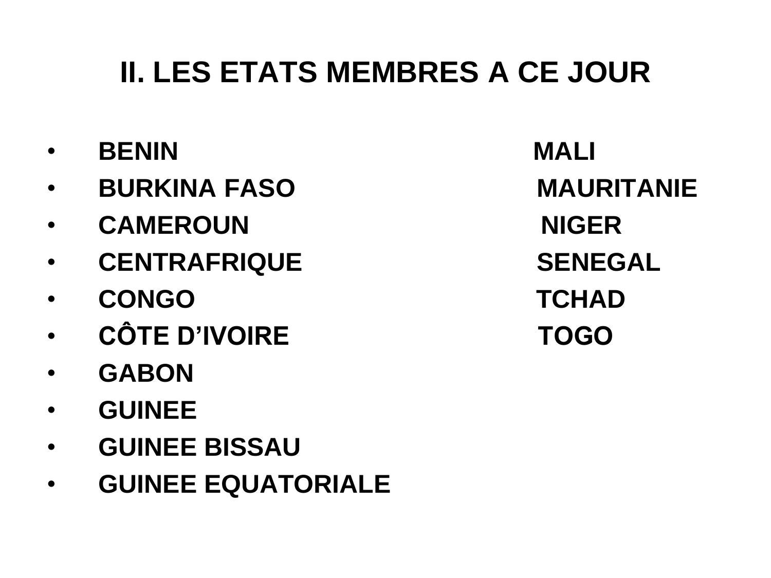## II. LES ETATS MEMBRES A CE JOUR

- BENIN
- BURKINA FASO
- CAMEROUN
- CENTRAFRIQUE
- CONGO
- CÔTE D’IVOIRE
- GABON
- GUINEE
- GUINEE BISSAU
- GUINEE EQUATORIALE
- MALI
- MAURITANIE
- NIGER
- SENEGAL
- TCHAD
- TOGO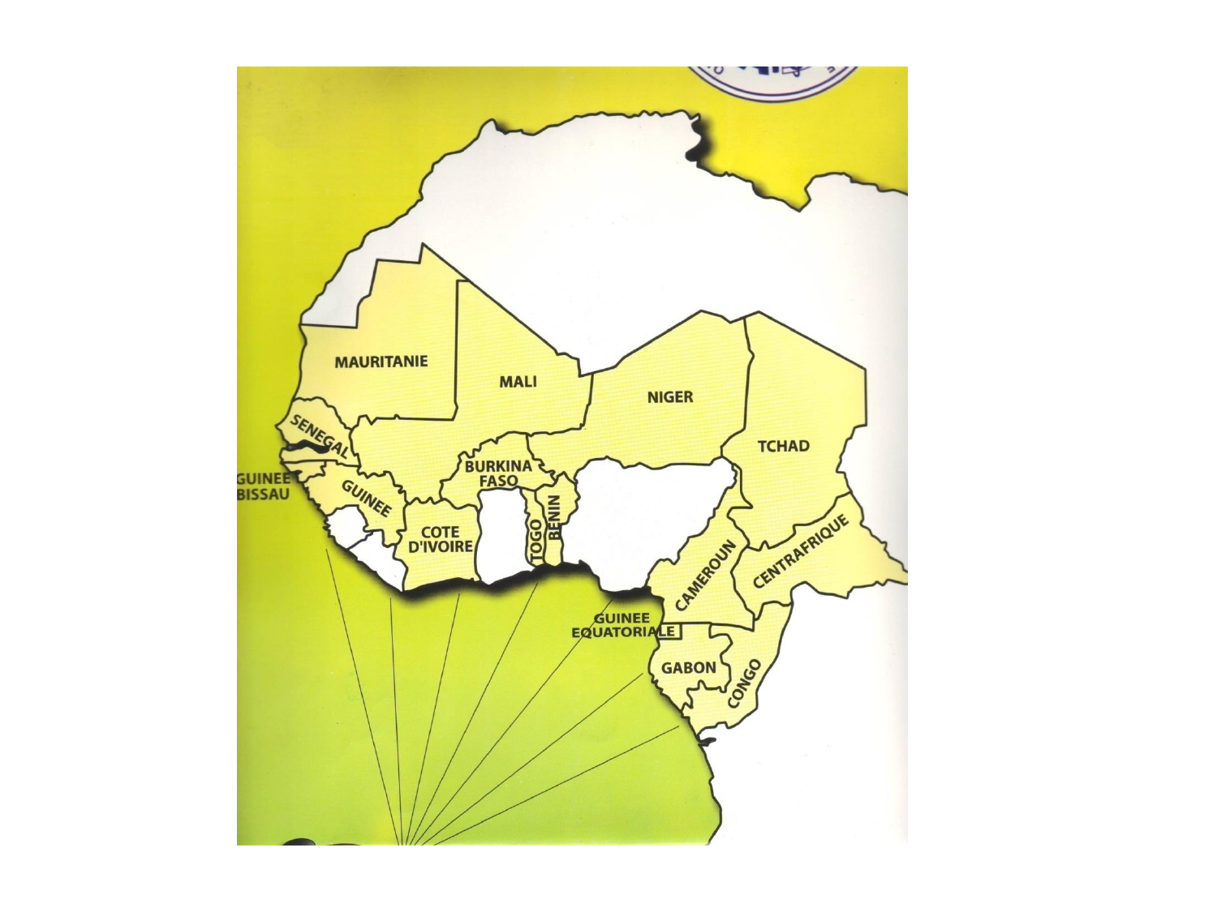MAURITANIE

MALI

NIGER

TCHAD

SENEGAL

GUINEE BISSAU

GUINEE

BURKINA FASO

COTE D'IVOIRE

TOGO

BENIN

CAMEROUN

CENTRAFRIQUE

GUINEE EQUATORIALE

GABON

CONGO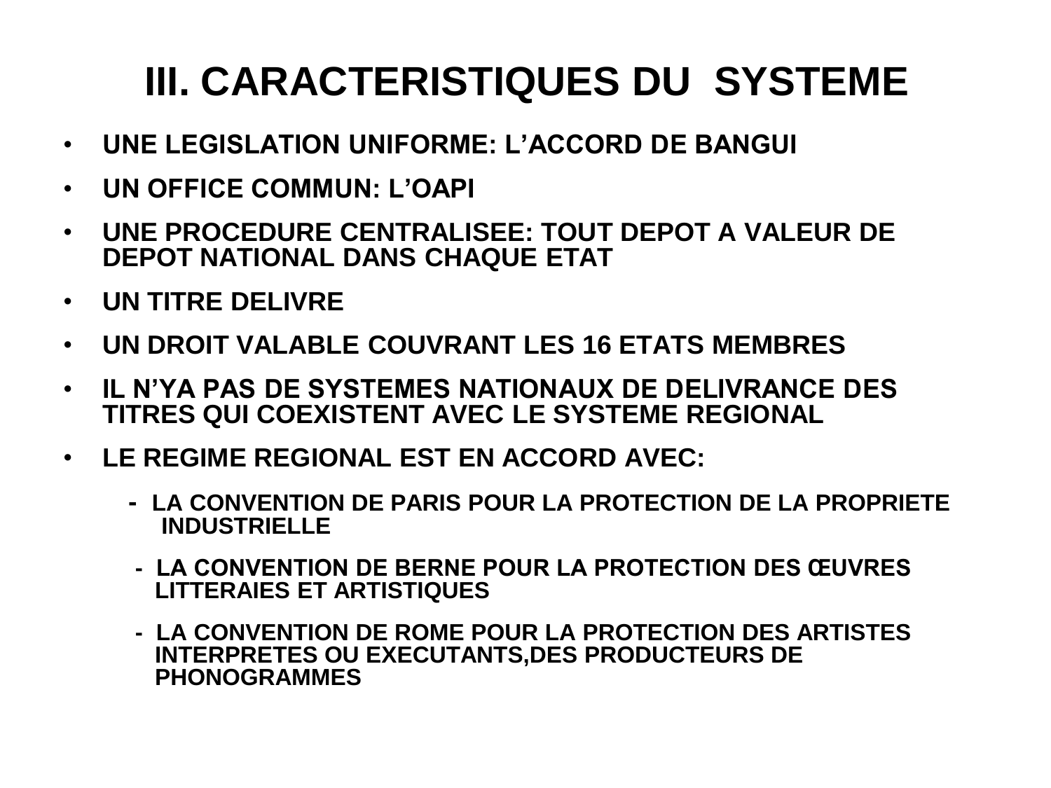# III. CARACTERISTIQUES DU SYSTEME

- **UNE LEGISLATION UNIFORME: L'ACCORD DE BANGUI**
- **UN OFFICE COMMUN: L'OAPI**
- **UNE PROCEDURE CENTRALISEE: TOUT DEPOT A VALEUR DE DEPOT NATIONAL DANS CHAQUE ETAT**
- **UN TITRE DELIVRE**
- **UN DROIT VALABLE COUVRANT LES 16 ETATS MEMBRES**
- **IL N'YA PAS DE SYSTEMES NATIONAUX DE DELIVRANCE DES TITRES QUI COEXISTENT AVEC LE SYSTEME REGIONAL**
- **LE REGIME REGIONAL EST EN ACCORD AVEC:**
  - **LA CONVENTION DE PARIS POUR LA PROTECTION DE LA PROPRIETE INDUSTRIELLE**
  - **LA CONVENTION DE BERNE POUR LA PROTECTION DES ŒUVRES LITTERAIES ET ARTISTIQUES**
  - **LA CONVENTION DE ROME POUR LA PROTECTION DES ARTISTES INTERPRETES OU EXECUTANTS,DES PRODUCTEURS DE PHONOGRAMMES**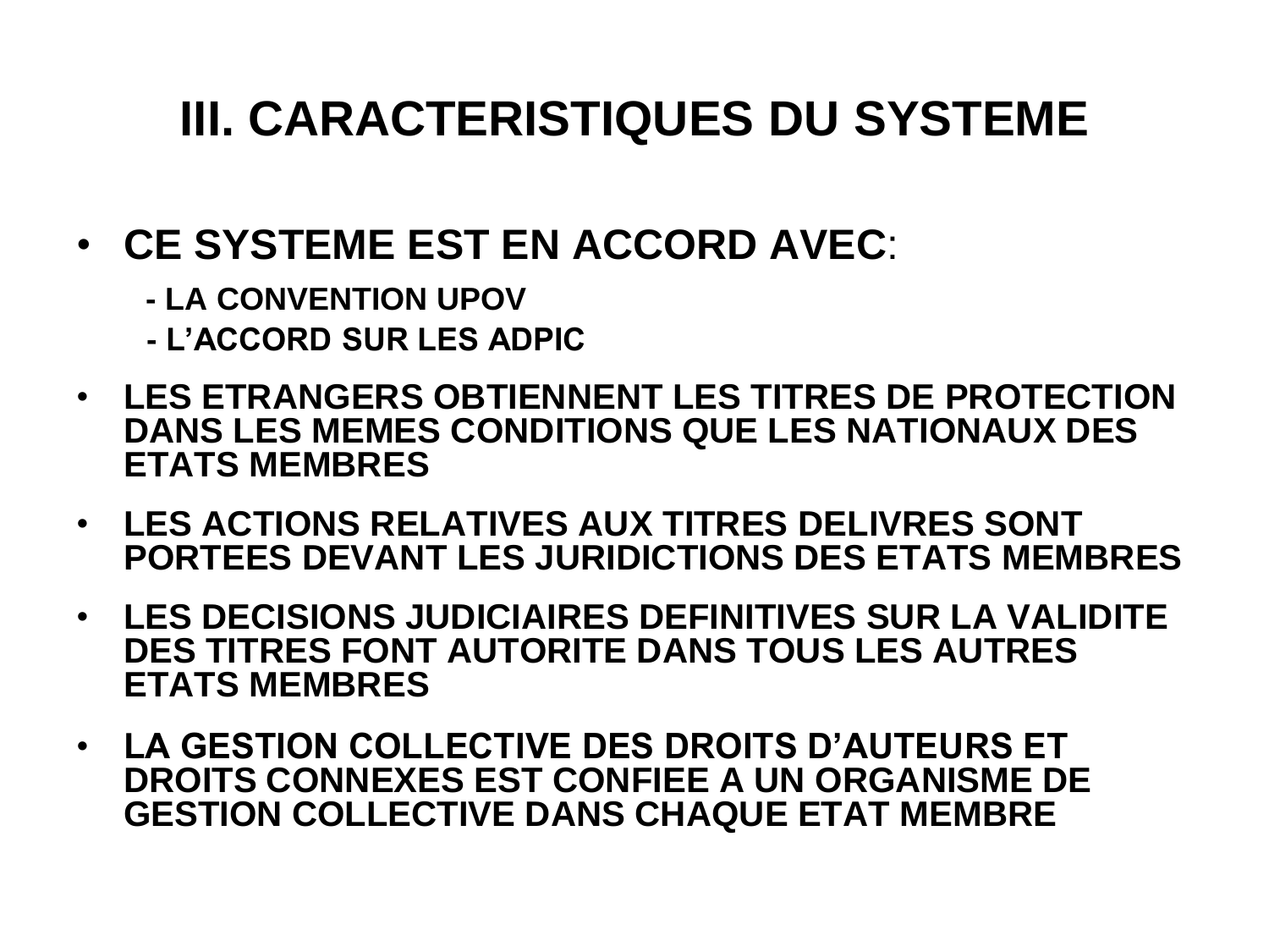# III. CARACTERISTIQUES DU SYSTEME

- **CE SYSTEME EST EN ACCORD AVEC**:
  - **- LA CONVENTION UPOV**
  - **- L'ACCORD SUR LES ADPIC**
- **LES ETRANGERS OBTIENNENT LES TITRES DE PROTECTION DANS LES MEMES CONDITIONS QUE LES NATIONAUX DES ETATS MEMBRES**
- **LES ACTIONS RELATIVES AUX TITRES DELIVRES SONT PORTEES DEVANT LES JURIDICTIONS DES ETATS MEMBRES**
- **LES DECISIONS JUDICIAIRES DEFINITIVES SUR LA VALIDITE DES TITRES FONT AUTORITE DANS TOUS LES AUTRES ETATS MEMBRES**
- **LA GESTION COLLECTIVE DES DROITS D'AUTEURS ET DROITS CONNEXES EST CONFIEE A UN ORGANISME DE GESTION COLLECTIVE DANS CHAQUE ETAT MEMBRE**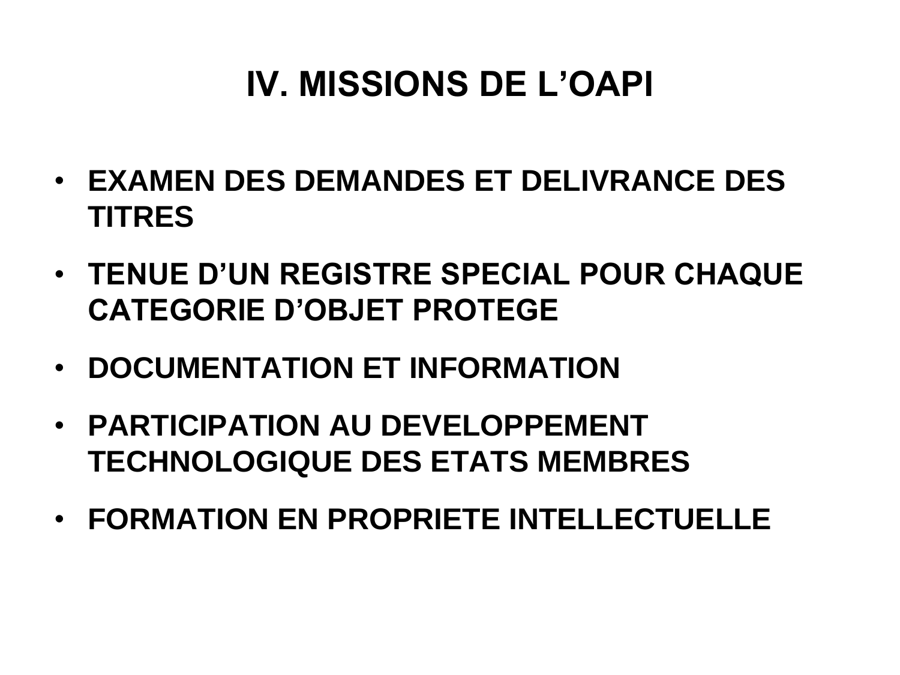# IV. MISSIONS DE L’OAPI

- **EXAMEN DES DEMANDES ET DELIVRANCE DES TITRES**
- **TENUE D’UN REGISTRE SPECIAL POUR CHAQUE CATEGORIE D’OBJET PROTEGE**
- **DOCUMENTATION ET INFORMATION**
- **PARTICIPATION AU DEVELOPPEMENT TECHNOLOGIQUE DES ETATS MEMBRES**
- **FORMATION EN PROPRIETE INTELLECTUELLE**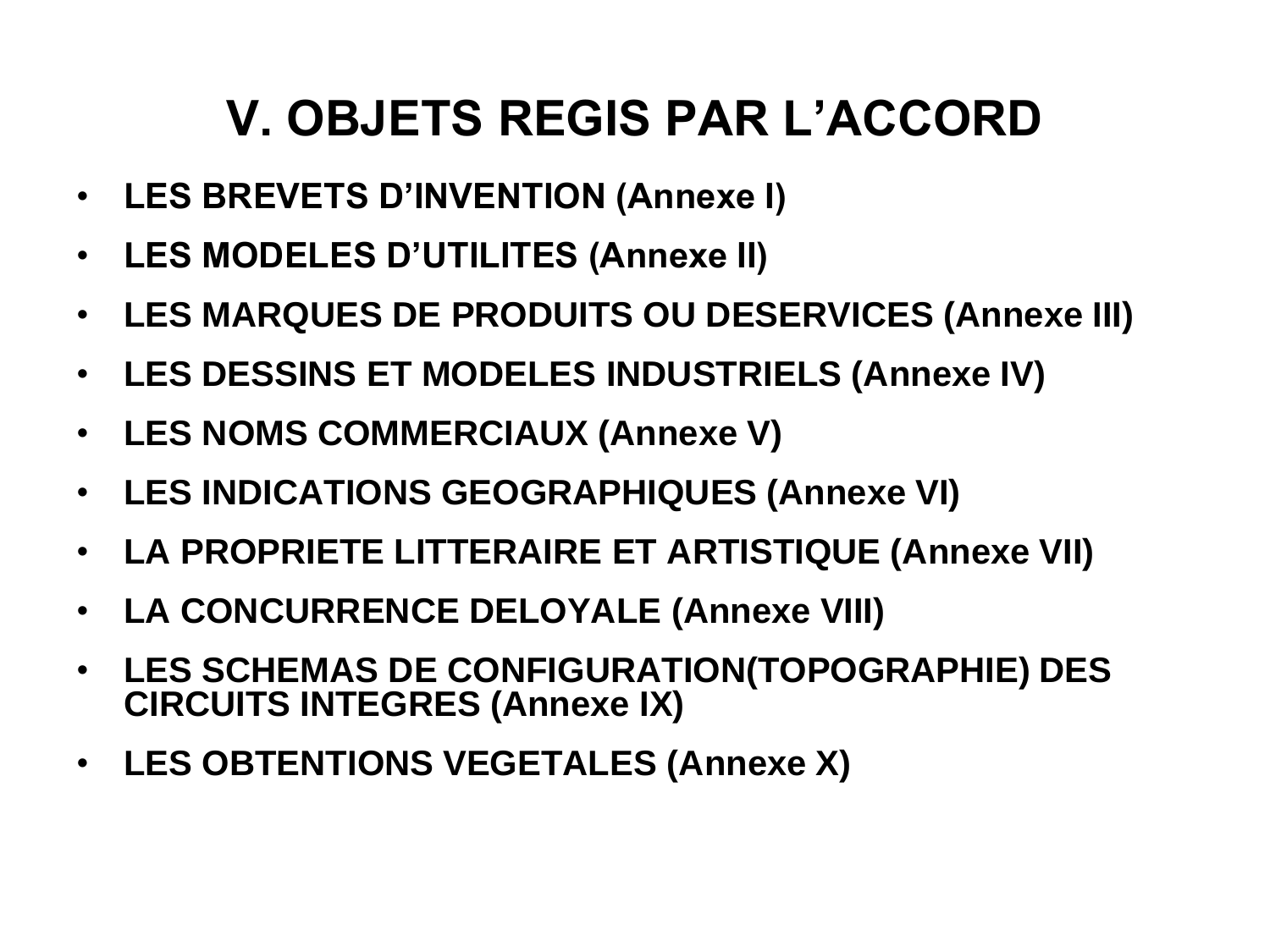# V. OBJETS REGIS PAR L'ACCORD

- **LES BREVETS D'INVENTION (Annexe I)**
- **LES MODELES D'UTILITES (Annexe II)**
- **LES MARQUES DE PRODUITS OU DESERVICES (Annexe III)**
- **LES DESSINS ET MODELES INDUSTRIELS (Annexe IV)**
- **LES NOMS COMMERCIAUX (Annexe V)**
- **LES INDICATIONS GEOGRAPHIQUES (Annexe VI)**
- **LA PROPRIETE LITTERAIRE ET ARTISTIQUE (Annexe VII)**
- **LA CONCURRENCE DELOYALE (Annexe VIII)**
- **LES SCHEMAS DE CONFIGURATION(TOPOGRAPHIE) DES CIRCUITS INTEGRES (Annexe IX)**
- **LES OBTENTIONS VEGETALES (Annexe X)**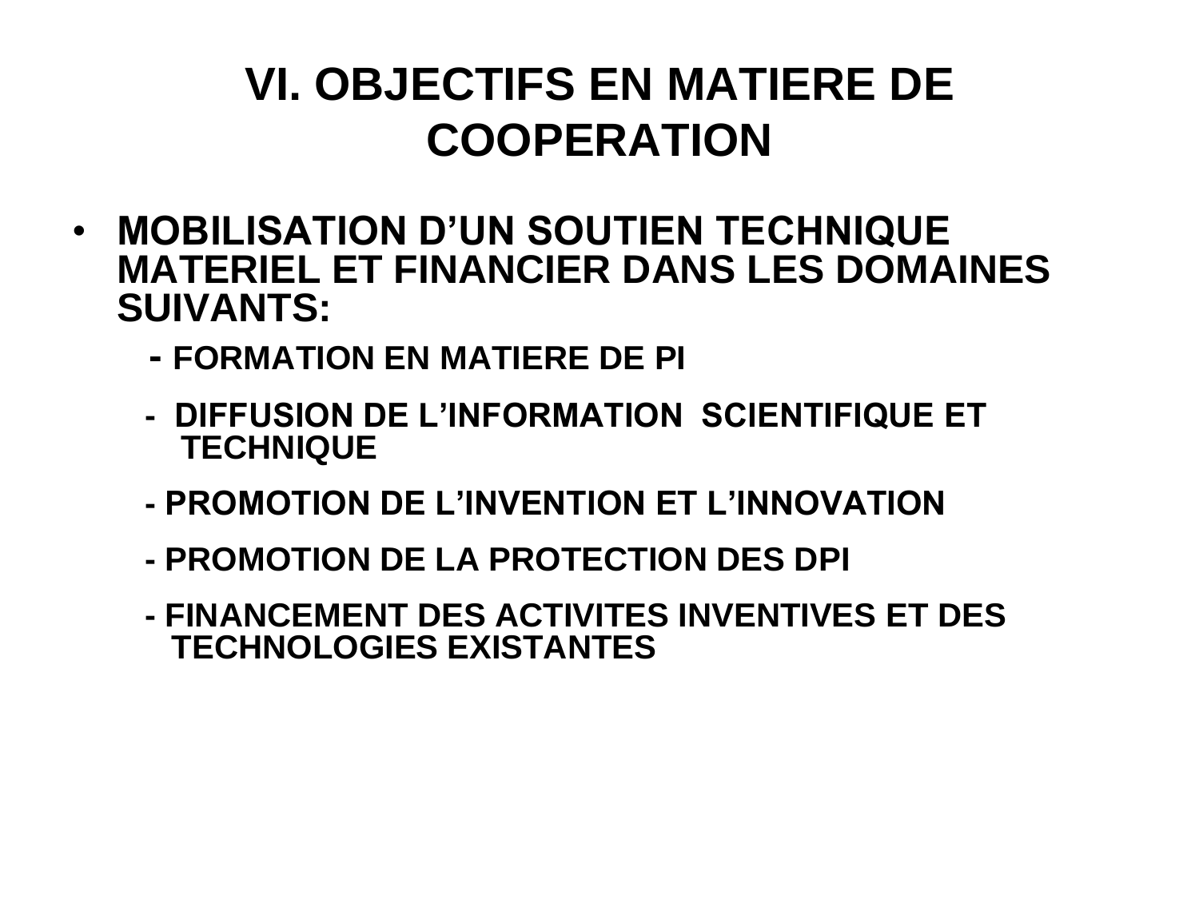# VI. OBJECTIFS EN MATIERE DE COOPERATION

- **MOBILISATION D'UN SOUTIEN TECHNIQUE MATERIEL ET FINANCIER DANS LES DOMAINES SUIVANTS:**
  - **FORMATION EN MATIERE DE PI**
  - **DIFFUSION DE L'INFORMATION SCIENTIFIQUE ET TECHNIQUE**
  - **PROMOTION DE L'INVENTION ET L'INNOVATION**
  - **PROMOTION DE LA PROTECTION DES DPI**
  - **FINANCEMENT DES ACTIVITES INVENTIVES ET DES TECHNOLOGIES EXISTANTES**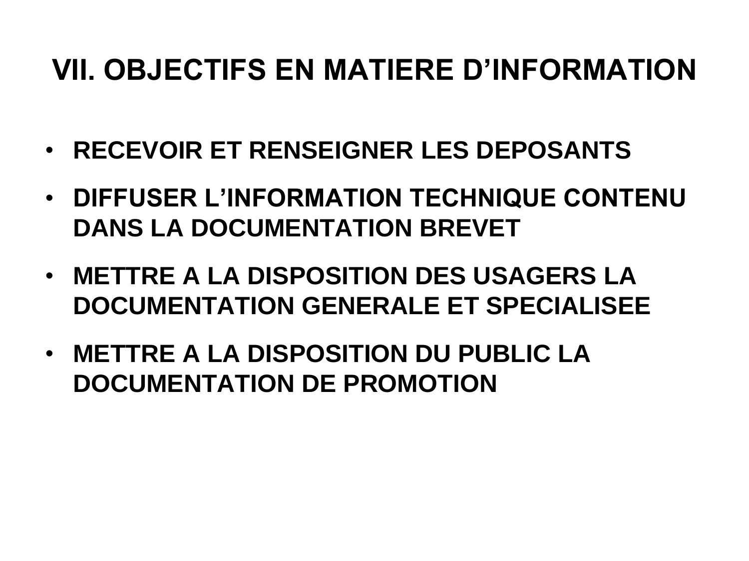# VII. OBJECTIFS EN MATIERE D'INFORMATION

- **RECEVOIR ET RENSEIGNER LES DEPOSANTS**
- **DIFFUSER L'INFORMATION TECHNIQUE CONTENU DANS LA DOCUMENTATION BREVET**
- **METTRE A LA DISPOSITION DES USAGERS LA DOCUMENTATION GENERALE ET SPECIALISEE**
- **METTRE A LA DISPOSITION DU PUBLIC LA DOCUMENTATION DE PROMOTION**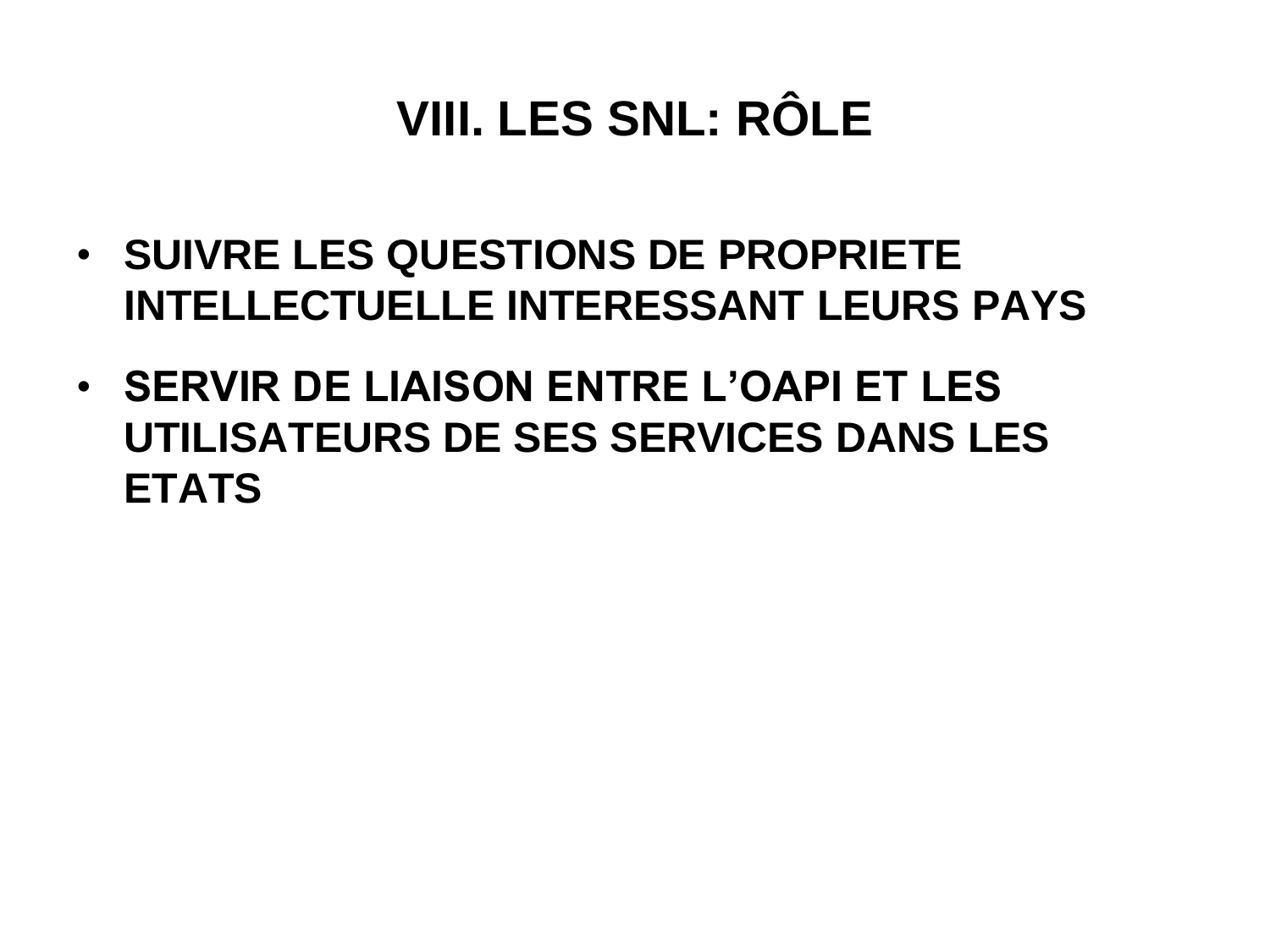# VIII. LES SNL: RÔLE

- **SUIVRE LES QUESTIONS DE PROPRIETE INTELLECTUELLE INTERESSANT LEURS PAYS**
- **SERVIR DE LIAISON ENTRE L'OAPI ET LES UTILISATEURS DE SES SERVICES DANS LES ETATS**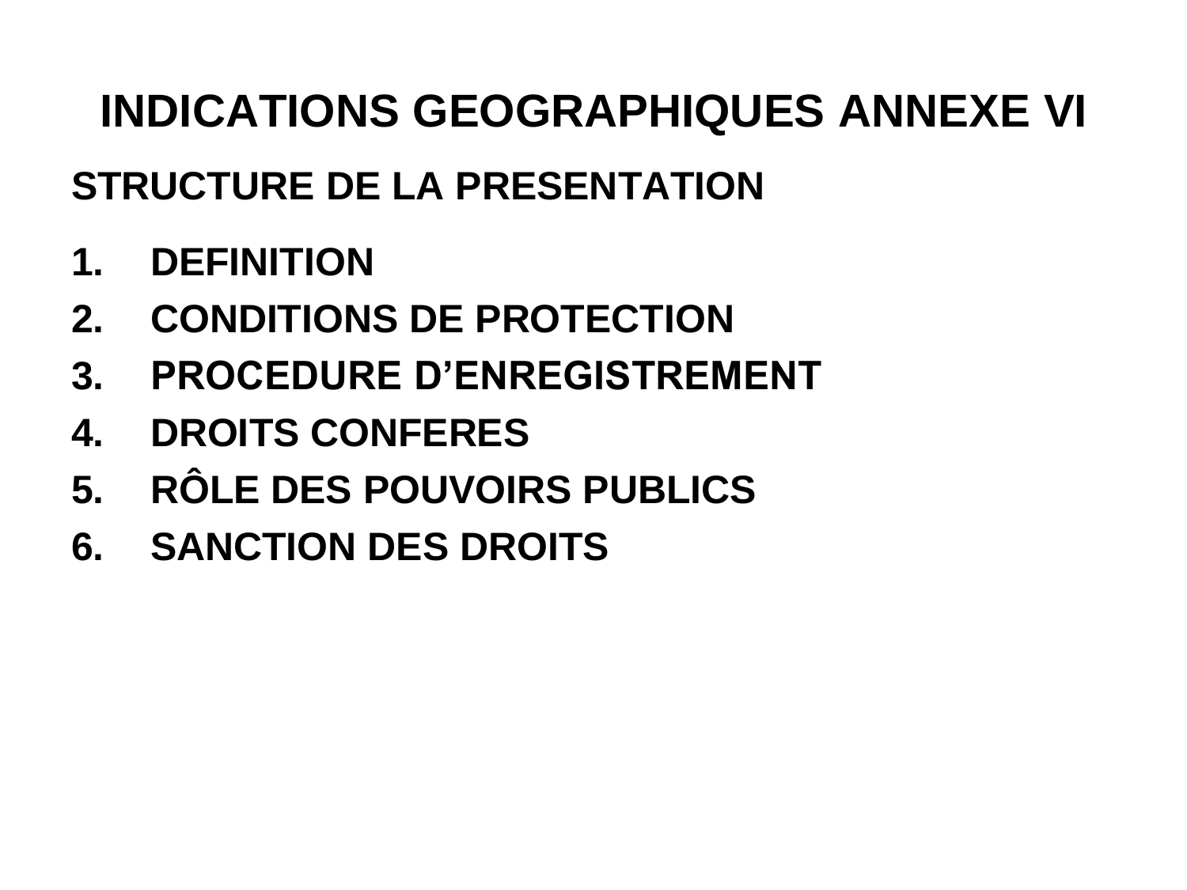# INDICATIONS GEOGRAPHIQUES ANNEXE VI

## STRUCTURE DE LA PRESENTATION

1. DEFINITION
2. CONDITIONS DE PROTECTION
3. PROCEDURE D’ENREGISTREMENT
4. DROITS CONFERES
5. RÔLE DES POUVOIRS PUBLICS
6. SANCTION DES DROITS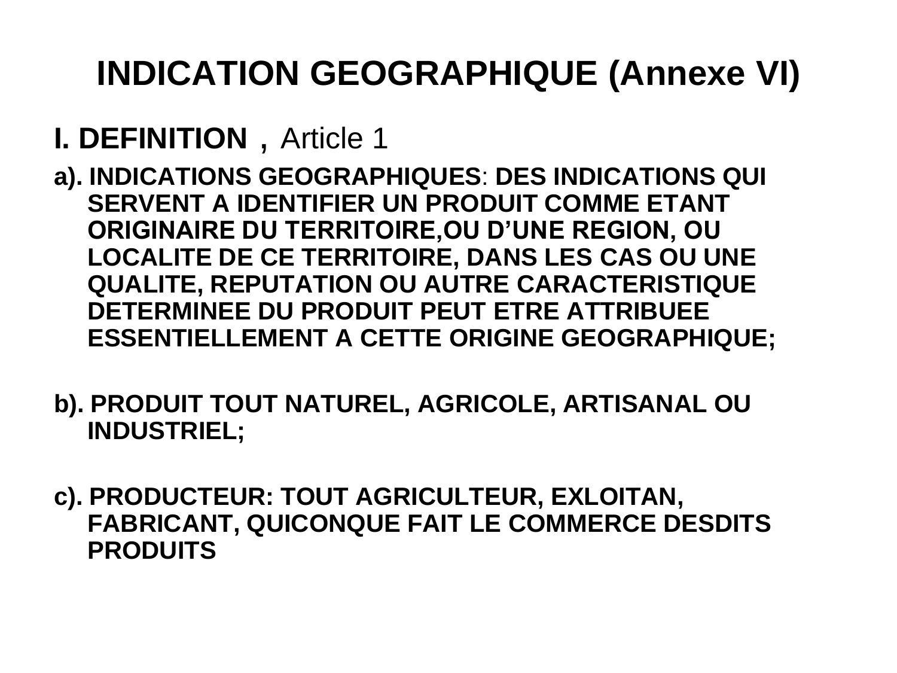# INDICATION GEOGRAPHIQUE (Annexe VI)

## I. DEFINITION , Article 1

**a). INDICATIONS GEOGRAPHIQUES: DES INDICATIONS QUI SERVENT A IDENTIFIER UN PRODUIT COMME ETANT ORIGINAIRE DU TERRITOIRE,OU D'UNE REGION, OU LOCALITE DE CE TERRITOIRE, DANS LES CAS OU UNE QUALITE, REPUTATION OU AUTRE CARACTERISTIQUE DETERMINEE DU PRODUIT PEUT ETRE ATTRIBUEE ESSENTIELLEMENT A CETTE ORIGINE GEOGRAPHIQUE;**

**b). PRODUIT TOUT NATUREL, AGRICOLE, ARTISANAL OU INDUSTRIEL;**

**c). PRODUCTEUR: TOUT AGRICULTEUR, EXLOITAN, FABRICANT, QUICONQUE FAIT LE COMMERCE DESDITS PRODUITS**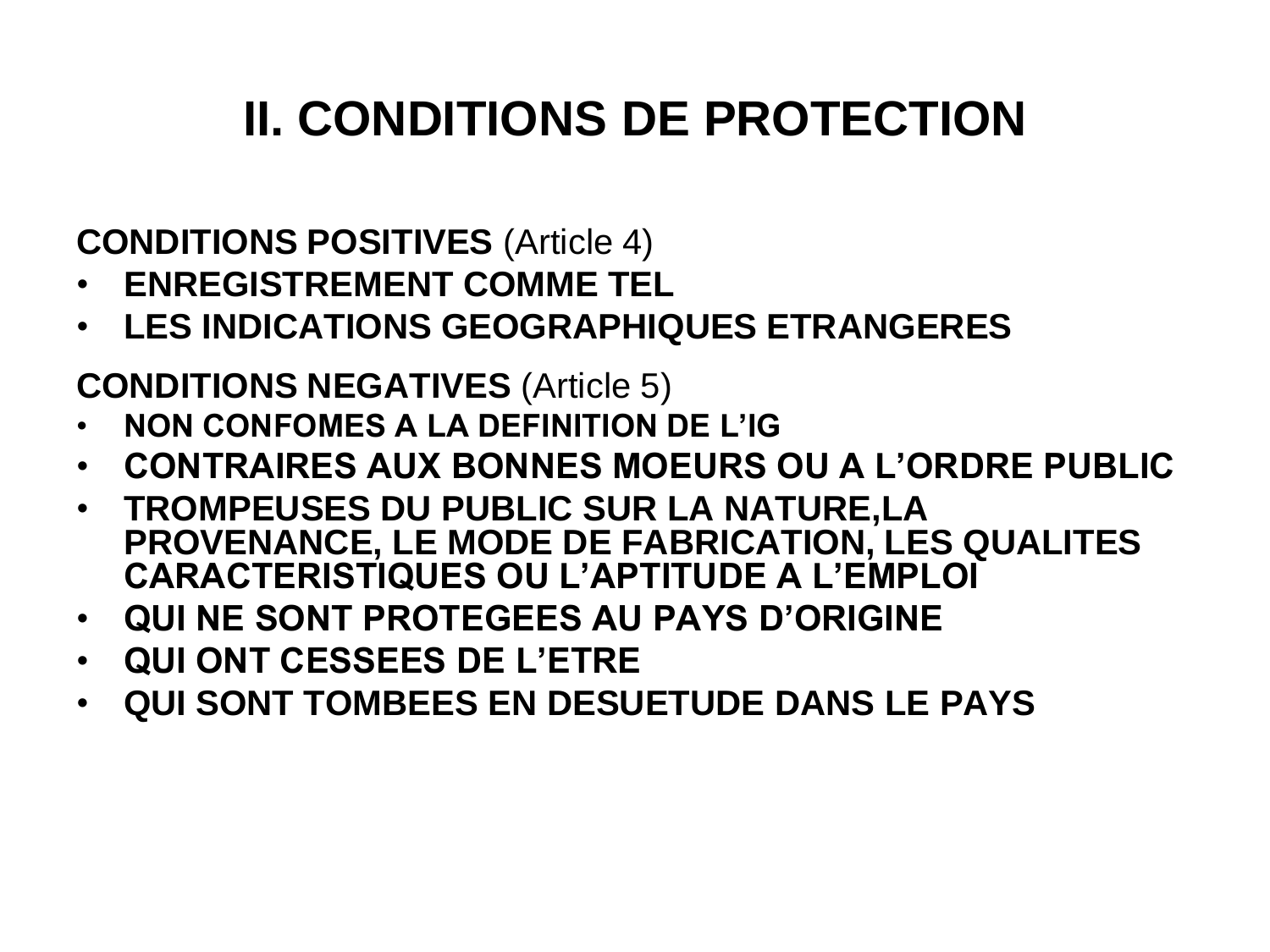# II. CONDITIONS DE PROTECTION

**CONDITIONS POSITIVES** (Article 4)

- **ENREGISTREMENT COMME TEL**
- **LES INDICATIONS GEOGRAPHIQUES ETRANGERES**

**CONDITIONS NEGATIVES** (Article 5)

- **NON CONFOMES A LA DEFINITION DE L'IG**
- **CONTRAIRES AUX BONNES MOEURS OU A L'ORDRE PUBLIC**
- **TROMPEUSES DU PUBLIC SUR LA NATURE,LA PROVENANCE, LE MODE DE FABRICATION, LES QUALITES CARACTERISTIQUES OU L'APTITUDE A L'EMPLOI**
- **QUI NE SONT PROTEGEES AU PAYS D'ORIGINE**
- **QUI ONT CESSEES DE L'ETRE**
- **QUI SONT TOMBEES EN DESUETUDE DANS LE PAYS**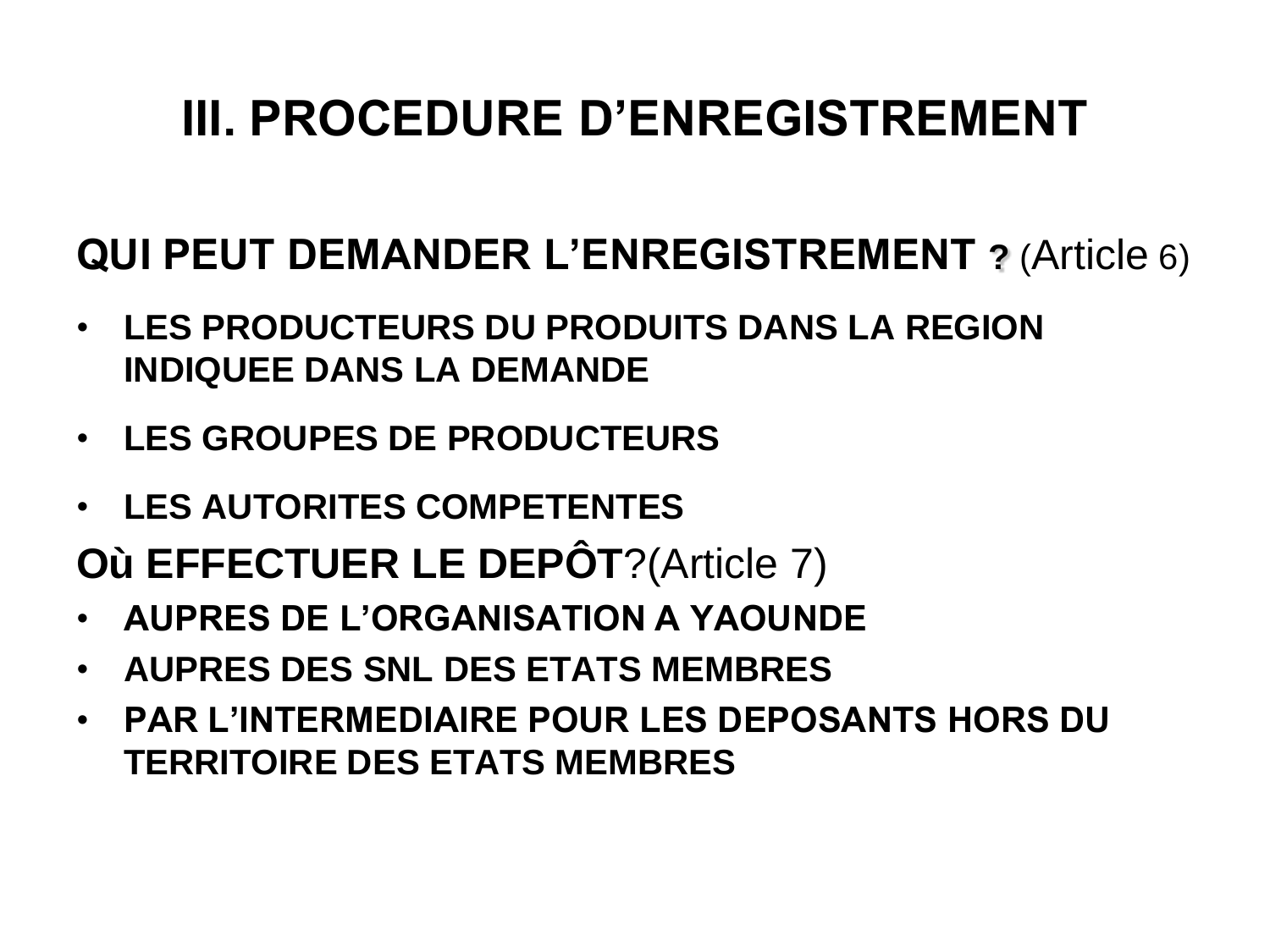# III. PROCEDURE D’ENREGISTREMENT

**QUI PEUT DEMANDER L’ENREGISTREMENT ?** (Article 6)

- **LES PRODUCTEURS DU PRODUITS DANS LA REGION INDIQUEE DANS LA DEMANDE**
- **LES GROUPES DE PRODUCTEURS**
- **LES AUTORITES COMPETENTES**

**Où EFFECTUER LE DEPÔT**?(Article 7)

- **AUPRES DE L’ORGANISATION A YAOUNDE**
- **AUPRES DES SNL DES ETATS MEMBRES**
- **PAR L’INTERMEDIAIRE POUR LES DEPOSANTS HORS DU TERRITOIRE DES ETATS MEMBRES**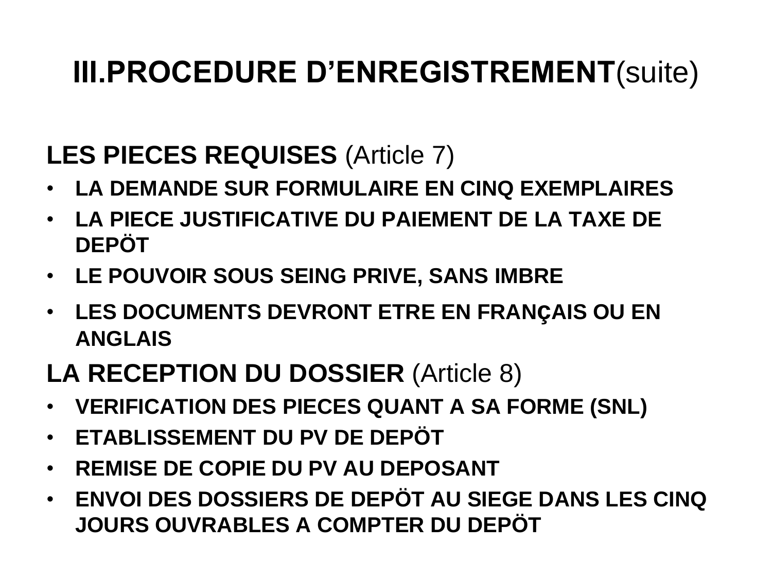# III.PROCEDURE D'ENREGISTREMENT(suite)

**LES PIECES REQUISES** (Article 7)

- **LA DEMANDE SUR FORMULAIRE EN CINQ EXEMPLAIRES**
- **LA PIECE JUSTIFICATIVE DU PAIEMENT DE LA TAXE DE DEPÖT**
- **LE POUVOIR SOUS SEING PRIVE, SANS IMBRE**
- **LES DOCUMENTS DEVRONT ETRE EN FRANÇAIS OU EN ANGLAIS**

**LA RECEPTION DU DOSSIER** (Article 8)

- **VERIFICATION DES PIECES QUANT A SA FORME (SNL)**
- **ETABLISSEMENT DU PV DE DEPÖT**
- **REMISE DE COPIE DU PV AU DEPOSANT**
- **ENVOI DES DOSSIERS DE DEPÖT AU SIEGE DANS LES CINQ JOURS OUVRABLES A COMPTER DU DEPÖT**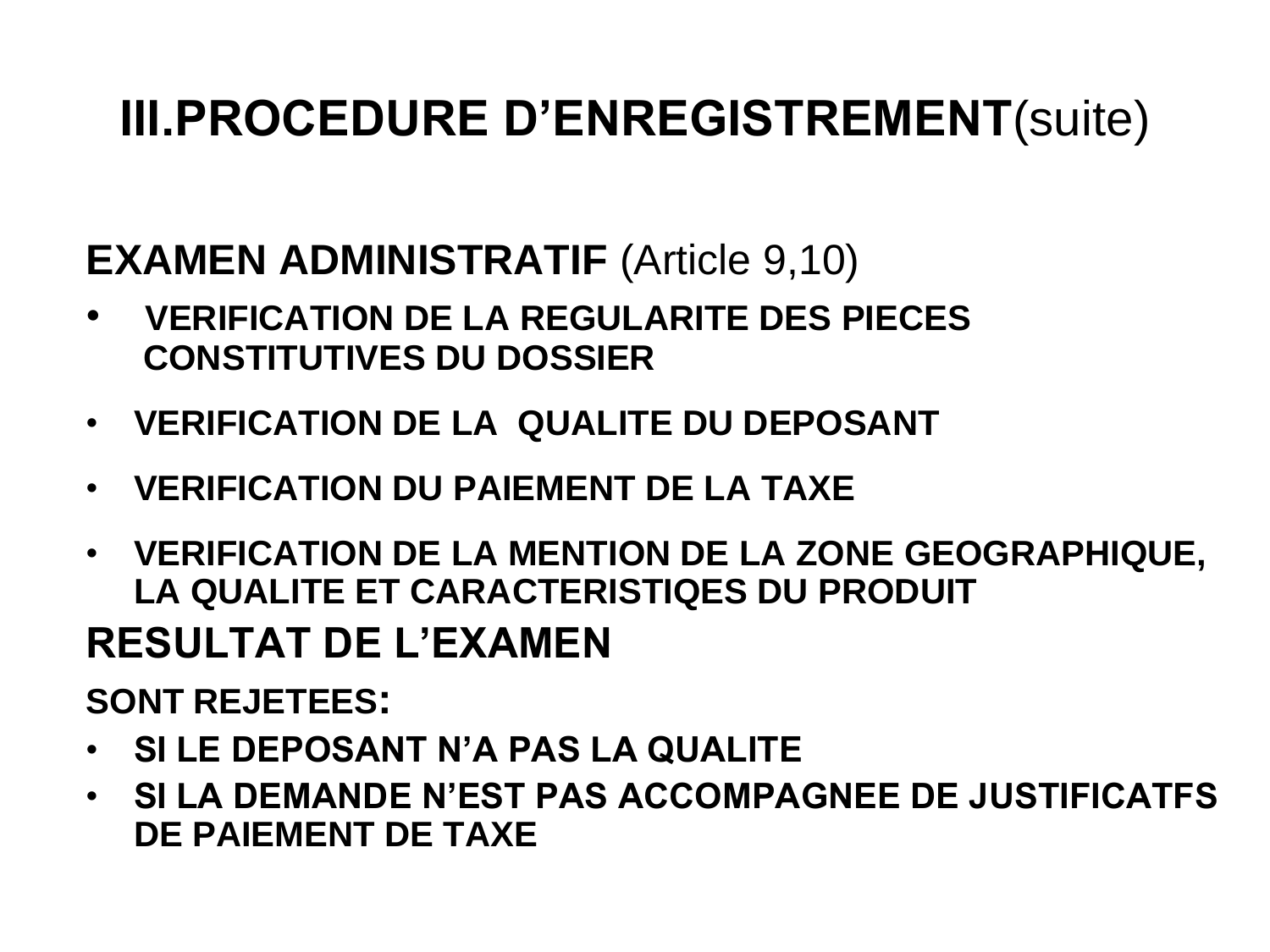# III.PROCEDURE D'ENREGISTREMENT(suite)

**EXAMEN ADMINISTRATIF** (Article 9,10)

- **VERIFICATION DE LA REGULARITE DES PIECES CONSTITUTIVES DU DOSSIER**
- **VERIFICATION DE LA QUALITE DU DEPOSANT**
- **VERIFICATION DU PAIEMENT DE LA TAXE**
- **VERIFICATION DE LA MENTION DE LA ZONE GEOGRAPHIQUE, LA QUALITE ET CARACTERISTIQES DU PRODUIT**

## RESULTAT DE L'EXAMEN

**SONT REJETEES:**

- **SI LE DEPOSANT N'A PAS LA QUALITE**
- **SI LA DEMANDE N'EST PAS ACCOMPAGNEE DE JUSTIFICATFS DE PAIEMENT DE TAXE**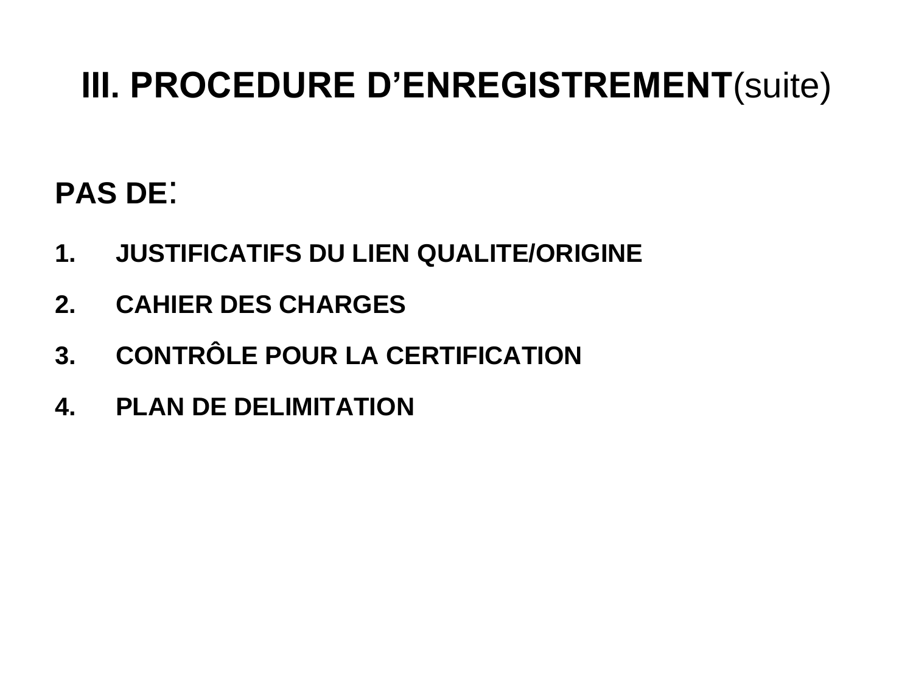# III. PROCEDURE D’ENREGISTREMENT(suite)

**PAS DE:**

1. **JUSTIFICATIFS DU LIEN QUALITE/ORIGINE**
2. **CAHIER DES CHARGES**
3. **CONTRÔLE POUR LA CERTIFICATION**
4. **PLAN DE DELIMITATION**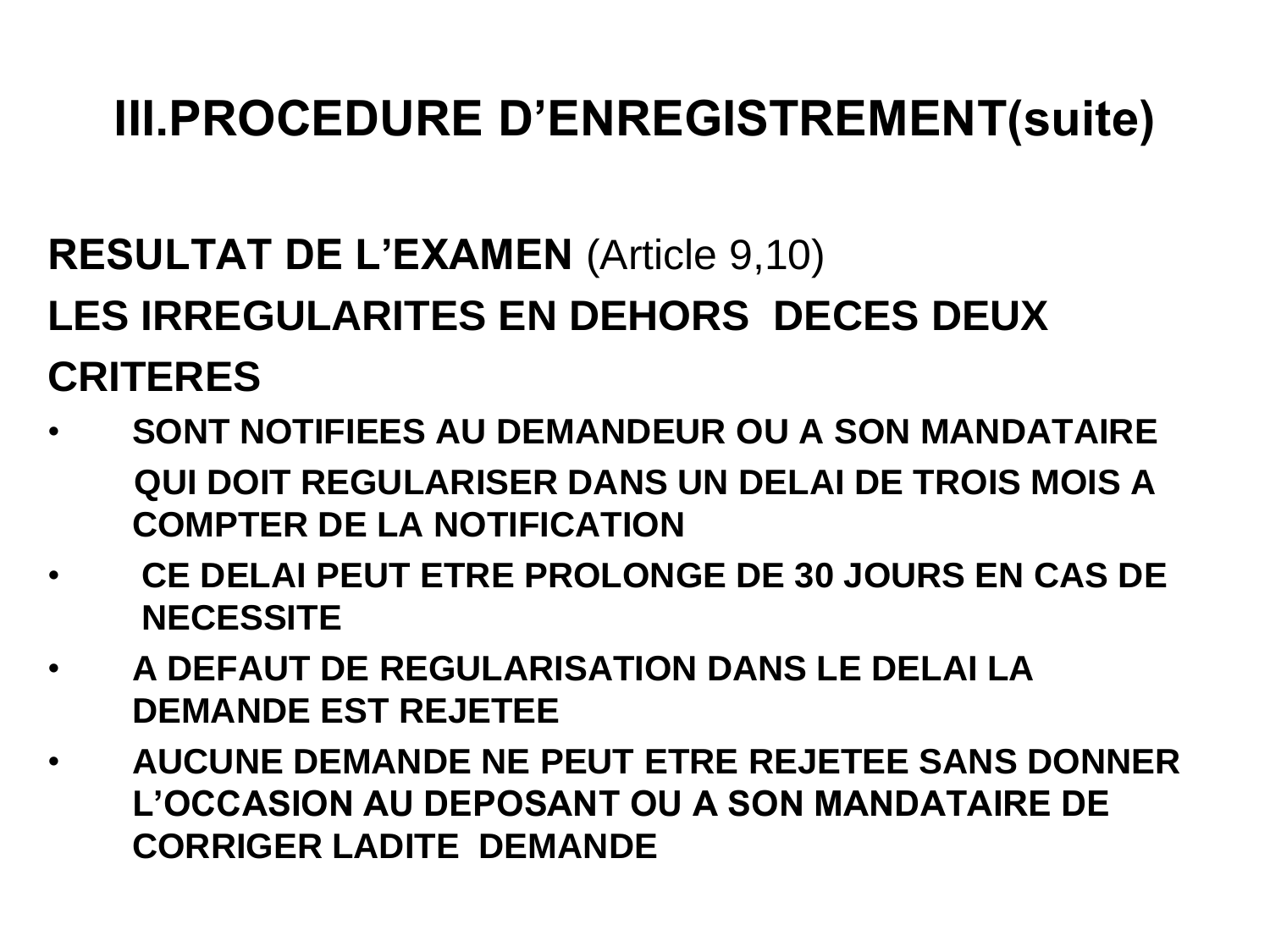# III.PROCEDURE D’ENREGISTREMENT(suite)

**RESULTAT DE L’EXAMEN** (Article 9,10)

**LES IRREGULARITES EN DEHORS DECES DEUX CRITERES**

- **SONT NOTIFIEES AU DEMANDEUR OU A SON MANDATAIRE QUI DOIT REGULARISER DANS UN DELAI DE TROIS MOIS A COMPTER DE LA NOTIFICATION**
- **CE DELAI PEUT ETRE PROLONGE DE 30 JOURS EN CAS DE NECESSITE**
- **A DEFAUT DE REGULARISATION DANS LE DELAI LA DEMANDE EST REJETEE**
- **AUCUNE DEMANDE NE PEUT ETRE REJETEE SANS DONNER L’OCCASION AU DEPOSANT OU A SON MANDATAIRE DE CORRIGER LADITE DEMANDE**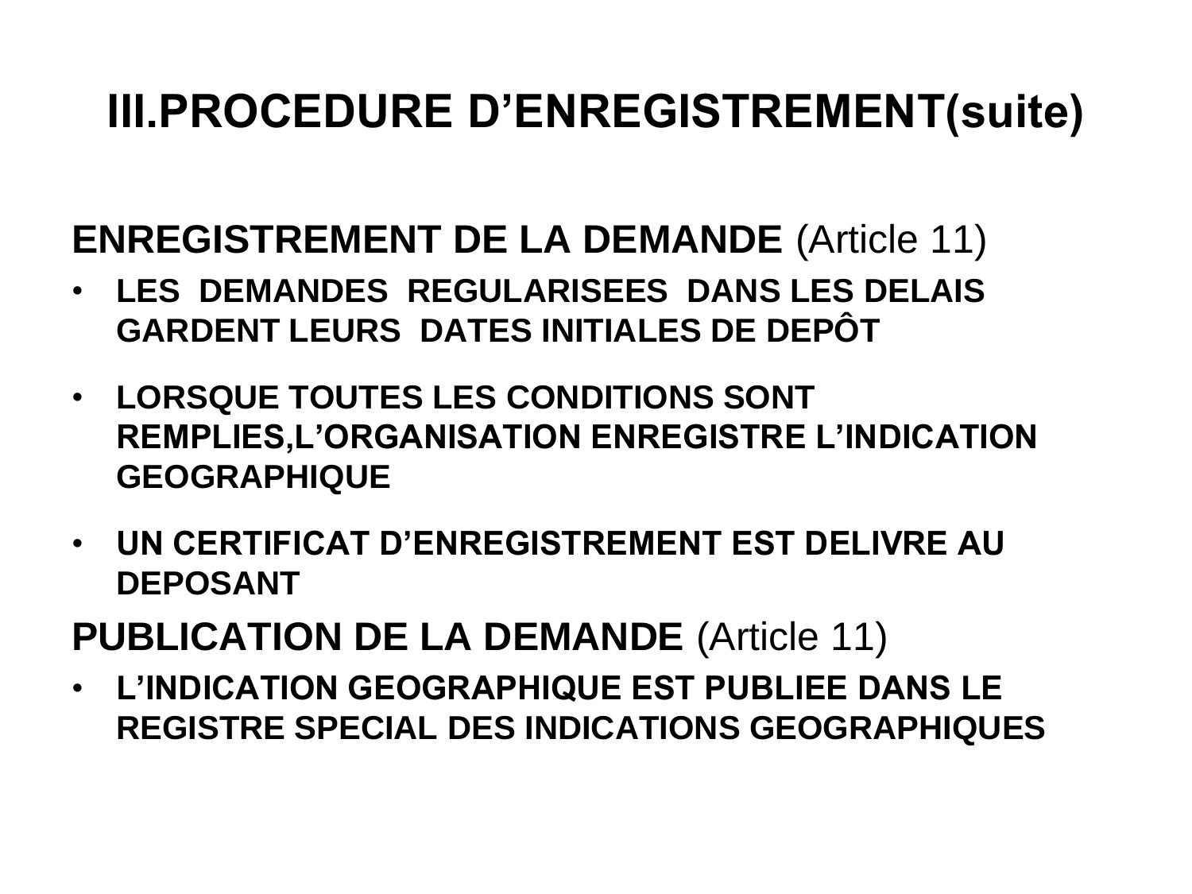# III.PROCEDURE D'ENREGISTREMENT(suite)

**ENREGISTREMENT DE LA DEMANDE** (Article 11)

- **LES DEMANDES REGULARISEES DANS LES DELAIS GARDENT LEURS DATES INITIALES DE DEPÔT**
- **LORSQUE TOUTES LES CONDITIONS SONT REMPLIES,L'ORGANISATION ENREGISTRE L'INDICATION GEOGRAPHIQUE**
- **UN CERTIFICAT D'ENREGISTREMENT EST DELIVRE AU DEPOSANT**

**PUBLICATION DE LA DEMANDE** (Article 11)

- **L'INDICATION GEOGRAPHIQUE EST PUBLIEE DANS LE REGISTRE SPECIAL DES INDICATIONS GEOGRAPHIQUES**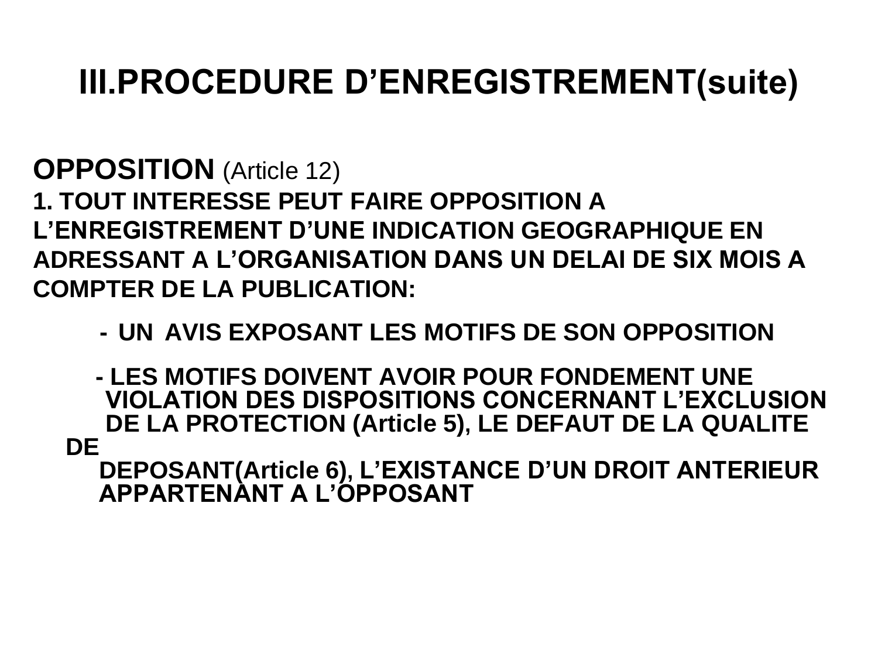# III.PROCEDURE D'ENREGISTREMENT(suite)

**OPPOSITION** (Article 12)

**1. TOUT INTERESSE PEUT FAIRE OPPOSITION A L'ENREGISTREMENT D'UNE INDICATION GEOGRAPHIQUE EN ADRESSANT A L'ORGANISATION DANS UN DELAI DE SIX MOIS A COMPTER DE LA PUBLICATION:**

- **UN AVIS EXPOSANT LES MOTIFS DE SON OPPOSITION**
- **LES MOTIFS DOIVENT AVOIR POUR FONDEMENT UNE VIOLATION DES DISPOSITIONS CONCERNANT L'EXCLUSION DE LA PROTECTION (Article 5), LE DEFAUT DE LA QUALITE DE DEPOSANT(Article 6), L'EXISTANCE D'UN DROIT ANTERIEUR APPARTENANT A L'OPPOSANT**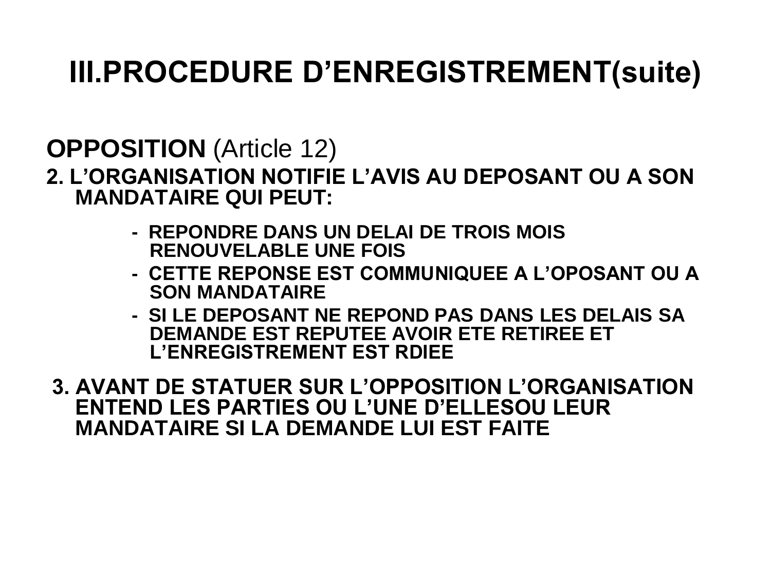# III.PROCEDURE D’ENREGISTREMENT(suite)

**OPPOSITION** (Article 12)

**2. L’ORGANISATION NOTIFIE L’AVIS AU DEPOSANT OU A SON MANDATAIRE QUI PEUT:**

- **REPONDRE DANS UN DELAI DE TROIS MOIS RENOUVELABLE UNE FOIS**
- **CETTE REPONSE EST COMMUNIQUEE A L’OPOSANT OU A SON MANDATAIRE**
- **SI LE DEPOSANT NE REPOND PAS DANS LES DELAIS SA DEMANDE EST REPUTEE AVOIR ETE RETIREE ET L’ENREGISTREMENT EST RDIEE**

**3. AVANT DE STATUER SUR L’OPPOSITION L’ORGANISATION ENTEND LES PARTIES OU L’UNE D’ELLESOU LEUR MANDATAIRE SI LA DEMANDE LUI EST FAITE**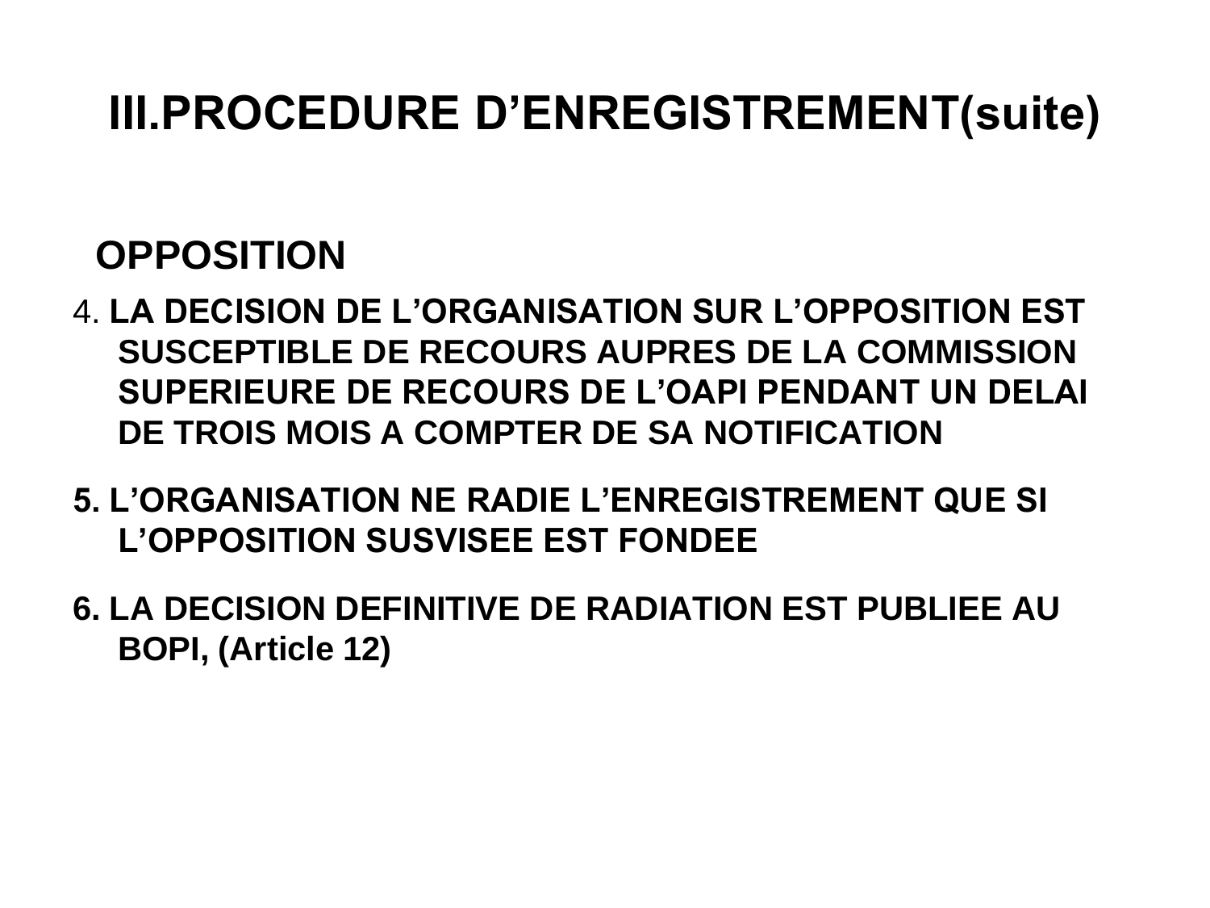# III.PROCEDURE D’ENREGISTREMENT(suite)

## OPPOSITION

4. **LA DECISION DE L’ORGANISATION SUR L’OPPOSITION EST SUSCEPTIBLE DE RECOURS AUPRES DE LA COMMISSION SUPERIEURE DE RECOURS DE L’OAPI PENDANT UN DELAI DE TROIS MOIS A COMPTER DE SA NOTIFICATION**

5. **L’ORGANISATION NE RADIE L’ENREGISTREMENT QUE SI L’OPPOSITION SUSVISEE EST FONDEE**

6. **LA DECISION DEFINITIVE DE RADIATION EST PUBLIEE AU BOPI, (Article 12)**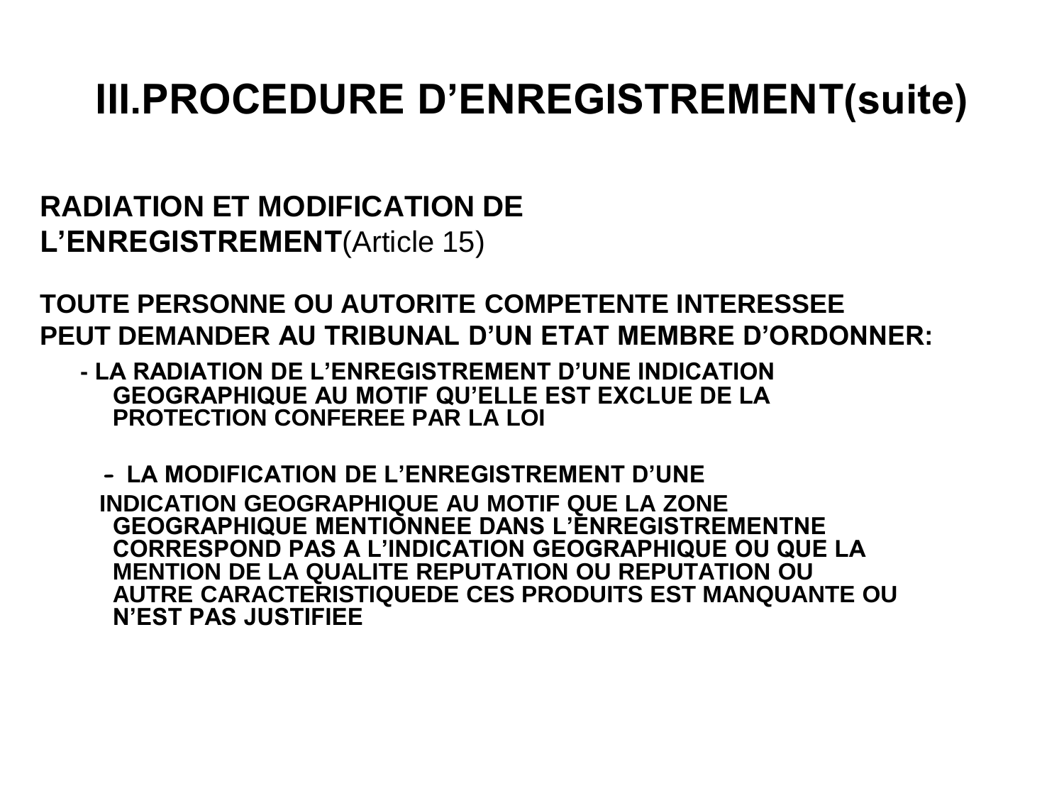# III.PROCEDURE D'ENREGISTREMENT(suite)

**RADIATION ET MODIFICATION DE L'ENREGISTREMENT**(Article 15)

**TOUTE PERSONNE OU AUTORITE COMPETENTE INTERESSEE PEUT DEMANDER AU TRIBUNAL D'UN ETAT MEMBRE D'ORDONNER:**

- **LA RADIATION DE L'ENREGISTREMENT D'UNE INDICATION GEOGRAPHIQUE AU MOTIF QU'ELLE EST EXCLUE DE LA PROTECTION CONFEREE PAR LA LOI**

- **LA MODIFICATION DE L'ENREGISTREMENT D'UNE INDICATION GEOGRAPHIQUE AU MOTIF QUE LA ZONE GEOGRAPHIQUE MENTIONNEE DANS L'ENREGISTREMENTNE CORRESPOND PAS A L'INDICATION GEOGRAPHIQUE OU QUE LA MENTION DE LA QUALITE REPUTATION OU REPUTATION OU AUTRE CARACTERISTIQUEDE CES PRODUITS EST MANQUANTE OU N'EST PAS JUSTIFIEE**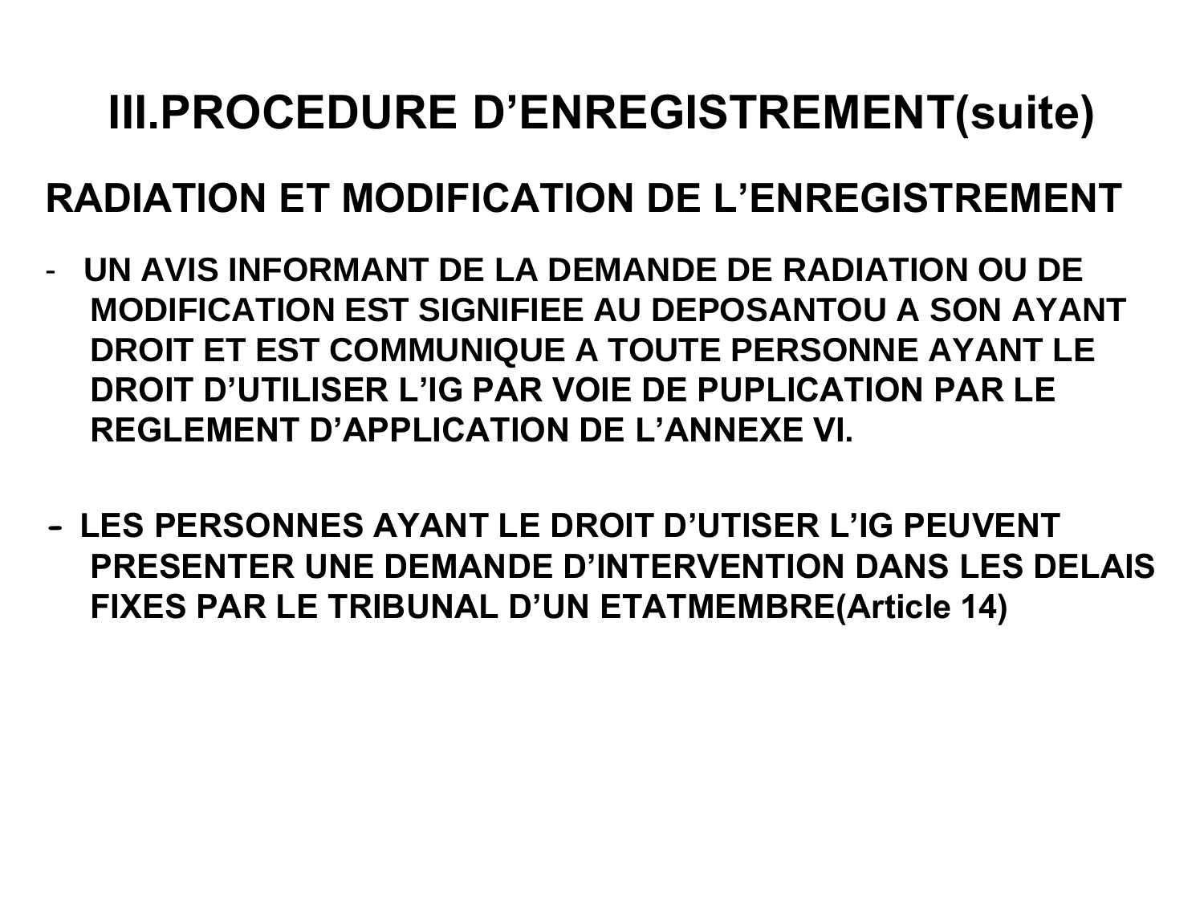# III.PROCEDURE D'ENREGISTREMENT(suite)

## RADIATION ET MODIFICATION DE L'ENREGISTREMENT

- **UN AVIS INFORMANT DE LA DEMANDE DE RADIATION OU DE MODIFICATION EST SIGNIFIEE AU DEPOSANTOU A SON AYANT DROIT ET EST COMMUNIQUE A TOUTE PERSONNE AYANT LE DROIT D'UTILISER L'IG PAR VOIE DE PUPLICATION PAR LE REGLEMENT D'APPLICATION DE L'ANNEXE VI.**

- **LES PERSONNES AYANT LE DROIT D'UTISER L'IG PEUVENT PRESENTER UNE DEMANDE D'INTERVENTION DANS LES DELAIS FIXES PAR LE TRIBUNAL D'UN ETATMEMBRE(Article 14)**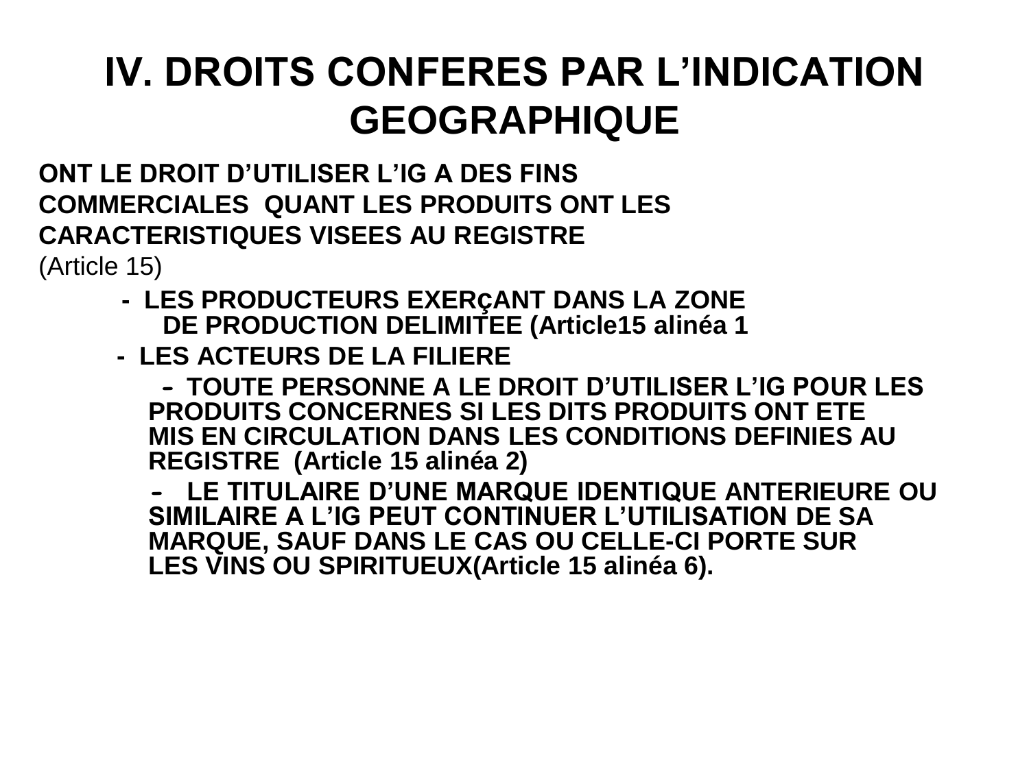# IV. DROITS CONFERES PAR L'INDICATION GEOGRAPHIQUE

**ONT LE DROIT D'UTILISER L'IG A DES FINS COMMERCIALES QUANT LES PRODUITS ONT LES CARACTERISTIQUES VISEES AU REGISTRE**

(Article 15)

- **LES PRODUCTEURS EXERçANT DANS LA ZONE DE PRODUCTION DELIMITEE (Article15 alinéa 1**
- **LES ACTEURS DE LA FILIERE**
  - **TOUTE PERSONNE A LE DROIT D'UTILISER L'IG POUR LES PRODUITS CONCERNES SI LES DITS PRODUITS ONT ETE MIS EN CIRCULATION DANS LES CONDITIONS DEFINIES AU REGISTRE (Article 15 alinéa 2)**
  - **LE TITULAIRE D'UNE MARQUE IDENTIQUE ANTERIEURE OU SIMILAIRE A L'IG PEUT CONTINUER L'UTILISATION DE SA MARQUE, SAUF DANS LE CAS OU CELLE-CI PORTE SUR LES VINS OU SPIRITUEUX(Article 15 alinéa 6).**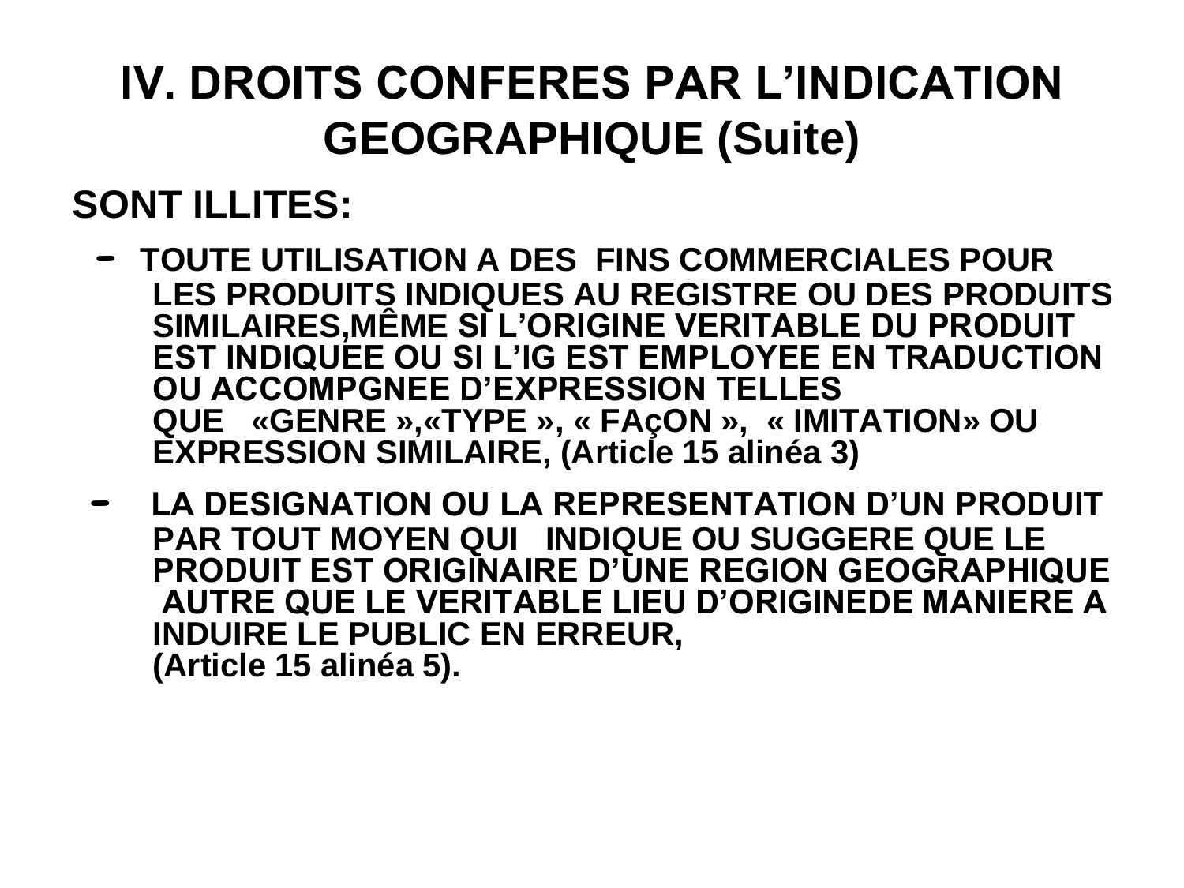# IV. DROITS CONFERES PAR L’INDICATION GEOGRAPHIQUE (Suite)

**SONT ILLITES:**

- **TOUTE UTILISATION A DES FINS COMMERCIALES POUR LES PRODUITS INDIQUES AU REGISTRE OU DES PRODUITS SIMILAIRES,MÊME SI L’ORIGINE VERITABLE DU PRODUIT EST INDIQUEE OU SI L’IG EST EMPLOYEE EN TRADUCTION OU ACCOMPGNEE D’EXPRESSION TELLES QUE «GENRE »,«TYPE », « FAçON », « IMITATION» OU EXPRESSION SIMILAIRE, (Article 15 alinéa 3)**
- **LA DESIGNATION OU LA REPRESENTATION D’UN PRODUIT PAR TOUT MOYEN QUI INDIQUE OU SUGGERE QUE LE PRODUIT EST ORIGINAIRE D’UNE REGION GEOGRAPHIQUE AUTRE QUE LE VERITABLE LIEU D’ORIGINEDE MANIERE A INDUIRE LE PUBLIC EN ERREUR, (Article 15 alinéa 5).**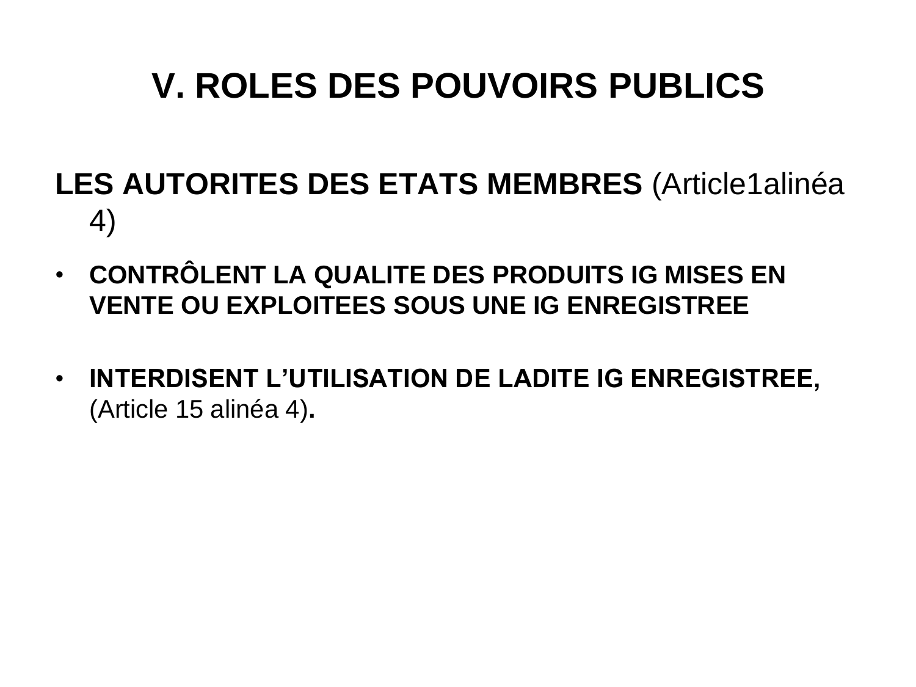# V. ROLES DES POUVOIRS PUBLICS

**LES AUTORITES DES ETATS MEMBRES** (Article1alinéa 4)

- **CONTRÔLENT LA QUALITE DES PRODUITS IG MISES EN VENTE OU EXPLOITEES SOUS UNE IG ENREGISTREE**

- **INTERDISENT L'UTILISATION DE LADITE IG ENREGISTREE,** (Article 15 alinéa 4)**.**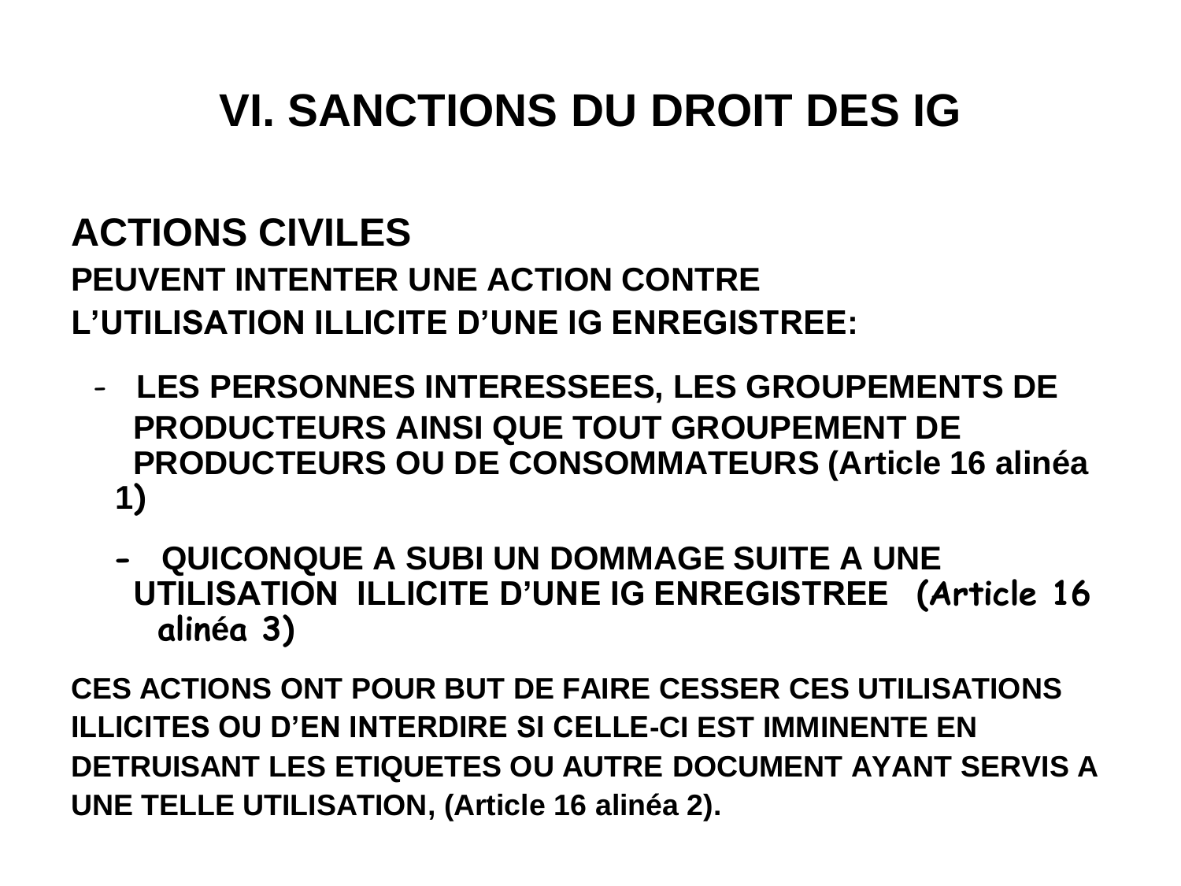# VI. SANCTIONS DU DROIT DES IG

## ACTIONS CIVILES

**PEUVENT INTENTER UNE ACTION CONTRE L'UTILISATION ILLICITE D'UNE IG ENREGISTREE:**

- **LES PERSONNES INTERESSEES, LES GROUPEMENTS DE PRODUCTEURS AINSI QUE TOUT GROUPEMENT DE PRODUCTEURS OU DE CONSOMMATEURS (Article 16 alinéa 1)**
- **QUICONQUE A SUBI UN DOMMAGE SUITE A UNE UTILISATION ILLICITE D'UNE IG ENREGISTREE (Article 16 alinéa 3)**

**CES ACTIONS ONT POUR BUT DE FAIRE CESSER CES UTILISATIONS ILLICITES OU D'EN INTERDIRE SI CELLE-CI EST IMMINENTE EN DETRUISANT LES ETIQUETES OU AUTRE DOCUMENT AYANT SERVIS A UNE TELLE UTILISATION, (Article 16 alinéa 2).**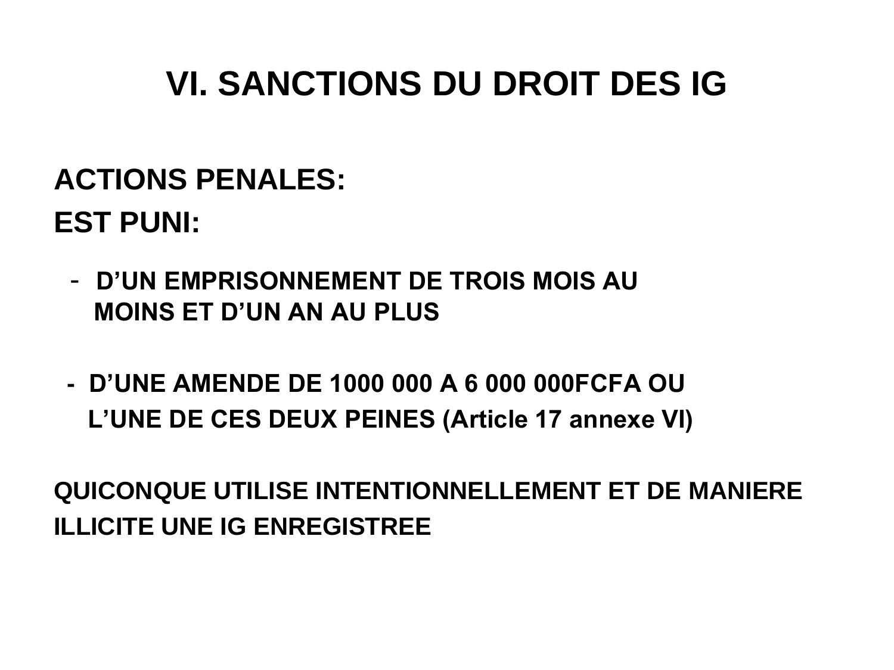# VI. SANCTIONS DU DROIT DES IG

**ACTIONS PENALES:**

**EST PUNI:**

- **D'UN EMPRISONNEMENT DE TROIS MOIS AU MOINS ET D'UN AN AU PLUS**

- **D'UNE AMENDE DE 1000 000 A 6 000 000FCFA OU L'UNE DE CES DEUX PEINES (Article 17 annexe VI)**

**QUICONQUE UTILISE INTENTIONNELLEMENT ET DE MANIERE ILLICITE UNE IG ENREGISTREE**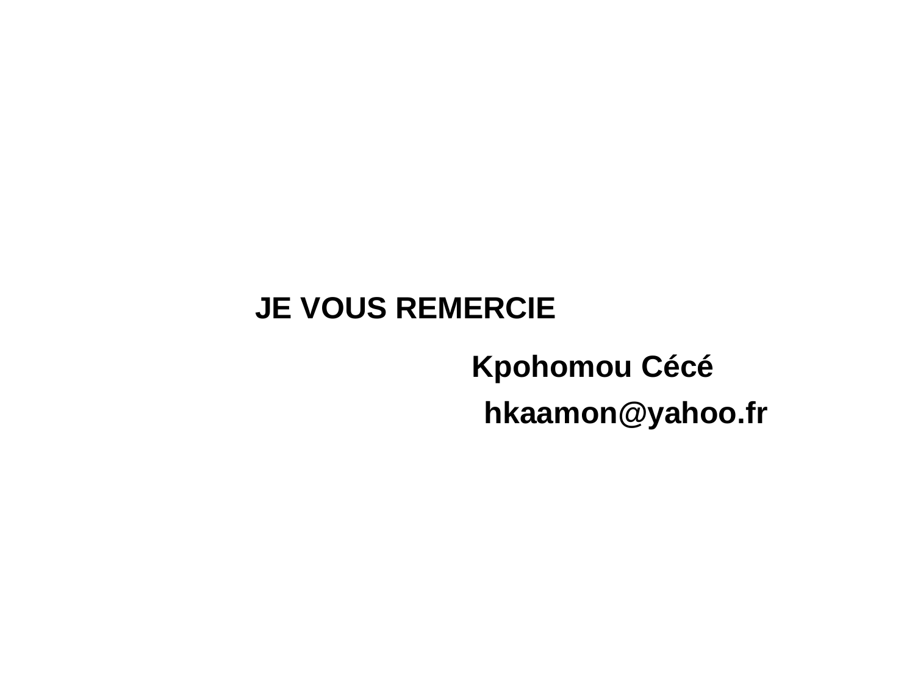**JE VOUS REMERCIE**

**Kpohomou Cécé**

**hkaamon@yahoo.fr**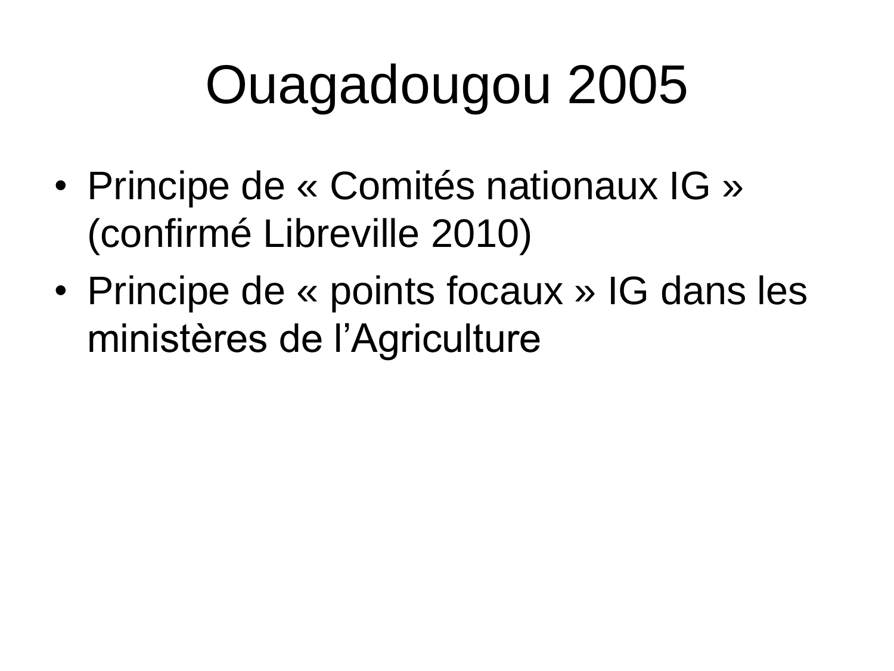# Ouagadougou 2005

- Principe de « Comités nationaux IG » (confirmé Libreville 2010)
- Principe de « points focaux » IG dans les ministères de l'Agriculture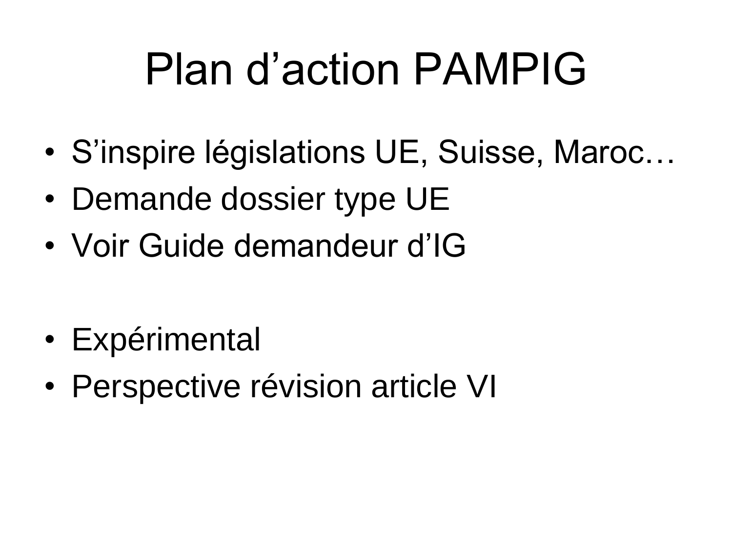# Plan d'action PAMPIG

- S'inspire législations UE, Suisse, Maroc…
- Demande dossier type UE
- Voir Guide demandeur d'IG

- Expérimental
- Perspective révision article VI